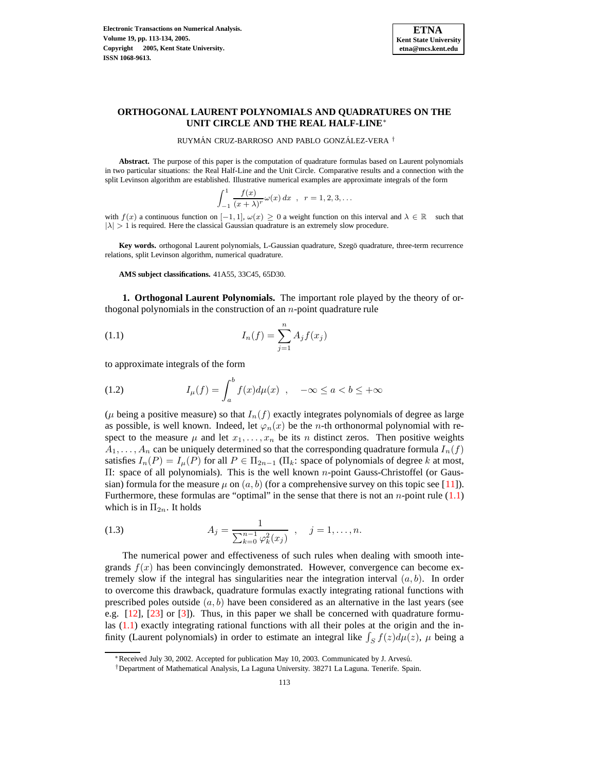# ORTHOGONAL LAURENT POLYNOMIALS AND QUADRATURES ON THE UNIT CIRCLE AND THE REAL HALF-LINE*

RUYMÁN CRUZ-BARROSO AND PABLO GONZÁLEZ-VERA †

**Abstract.** The purpose of this paper is the computation of quadrature formulas based on Laurent polynomials in two particular situations: the Real Half-Line and the Unit Circle. Comparative results and a connection with the split Levinson algorithm are established. Illustrative numerical examples are approximate integrals of the form

$$\int_{-1}^{1} \frac{f(x)}{(x+\lambda)^r} \omega(x)\, dx \quad , \quad r = 1, 2, 3, \ldots$$

with $f(x)$ a continuous function on $[-1, 1]$, $\omega(x) \geq 0$ a weight function on this interval and $\lambda \in \mathbb{R}$ such that $|\lambda| > 1$ is required. Here the classical Gaussian quadrature is an extremely slow procedure.

**Key words.** orthogonal Laurent polynomials, L-Gaussian quadrature, Szegö quadrature, three-term recurrence relations, split Levinson algorithm, numerical quadrature.

**AMS subject classifications.** 41A55, 33C45, 65D30.

## 1. Orthogonal Laurent Polynomials.

The important role played by the theory of orthogonal polynomials in the construction of an $n$-point quadrature rule

$$I_n(f) = \sum_{j=1}^{n} A_j f(x_j) \tag{1.1}$$

to approximate integrals of the form

$$I_\mu(f) = \int_a^b f(x) d\mu(x) \quad , \quad -\infty \leq a < b \leq +\infty \tag{1.2}$$

($\mu$ being a positive measure) so that $I_n(f)$ exactly integrates polynomials of degree as large as possible, is well known. Indeed, let $\varphi_n(x)$ be the $n$-th orthonormal polynomial with respect to the measure $\mu$ and let $x_1, \ldots, x_n$ be its $n$ distinct zeros. Then positive weights $A_1, \ldots, A_n$ can be uniquely determined so that the corresponding quadrature formula $I_n(f)$ satisfies $I_n(P) = I_\mu(P)$ for all $P \in \Pi_{2n-1}$ ($\Pi_k$: space of polynomials of degree $k$ at most, $\Pi$: space of all polynomials). This is the well known $n$-point Gauss-Christoffel (or Gaussian) formula for the measure $\mu$ on $(a, b)$ (for a comprehensive survey on this topic see [11]). Furthermore, these formulas are "optimal" in the sense that there is not an $n$-point rule (1.1) which is in $\Pi_{2n}$. It holds

$$A_j = \frac{1}{\sum_{k=0}^{n-1} \varphi_k^2(x_j)} \quad , \quad j = 1, \ldots, n. \tag{1.3}$$

The numerical power and effectiveness of such rules when dealing with smooth integrands $f(x)$ has been convincingly demonstrated. However, convergence can become extremely slow if the integral has singularities near the integration interval $(a, b)$. In order to overcome this drawback, quadrature formulas exactly integrating rational functions with prescribed poles outside $(a, b)$ have been considered as an alternative in the last years (see e.g. [12], [23] or [3]). Thus, in this paper we shall be concerned with quadrature formulas (1.1) exactly integrating rational functions with all their poles at the origin and the infinity (Laurent polynomials) in order to estimate an integral like $\int_S f(z) d\mu(z)$, $\mu$ being a

---

*Received July 30, 2002. Accepted for publication May 10, 2003. Communicated by J. Arvesú.

†Department of Mathematical Analysis, La Laguna University. 38271 La Laguna. Tenerife. Spain.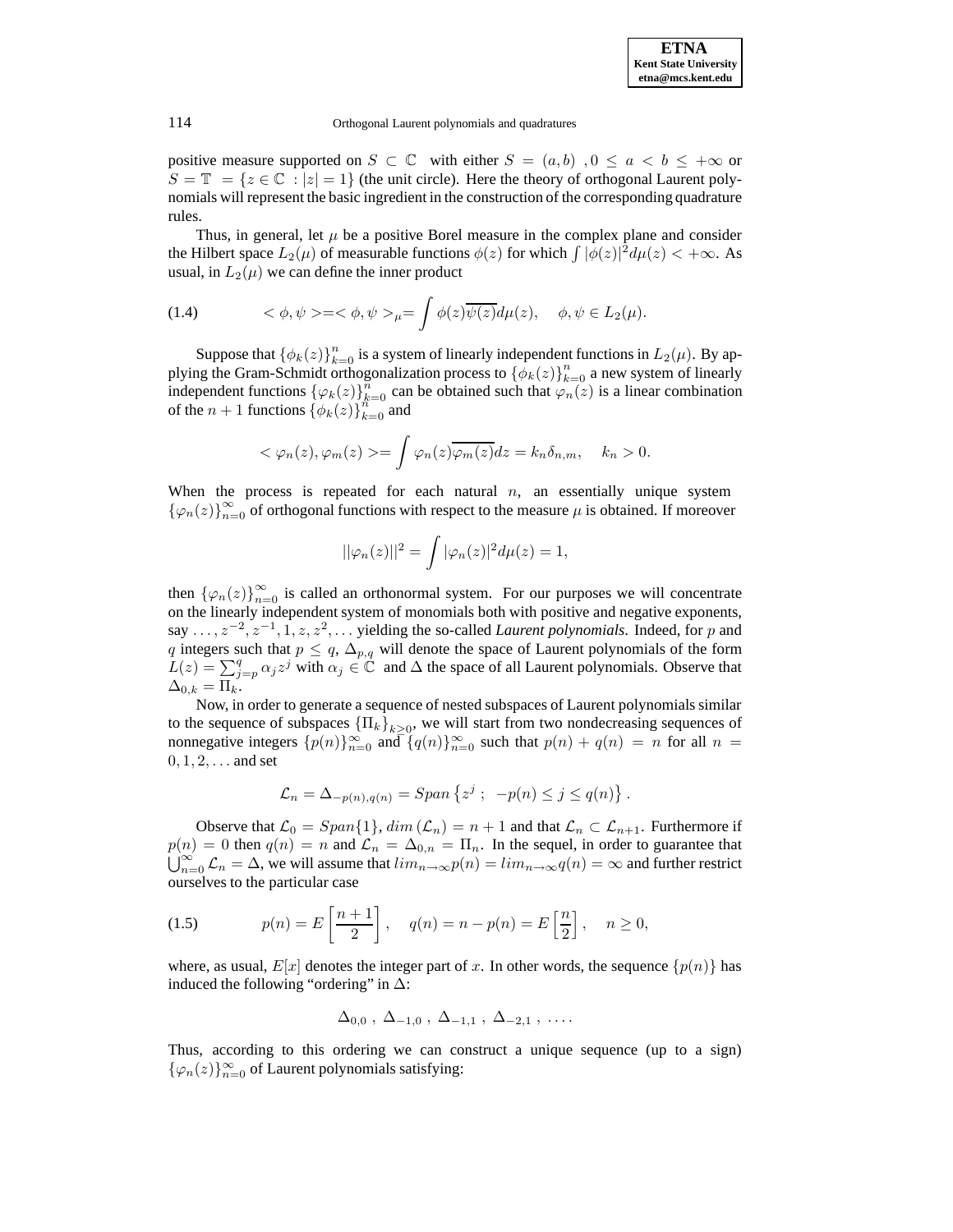positive measure supported on $S \subset \mathbb{C}$ with either $S = (a, b)$ , $0 \leq a < b \leq +\infty$ or $S = \mathbb{T} = \{z \in \mathbb{C} : |z| = 1\}$ (the unit circle). Here the theory of orthogonal Laurent polynomials will represent the basic ingredient in the construction of the corresponding quadrature rules.

Thus, in general, let $\mu$ be a positive Borel measure in the complex plane and consider the Hilbert space $L_2(\mu)$ of measurable functions $\phi(z)$ for which $\int |\phi(z)|^2 d\mu(z) < +\infty$. As usual, in $L_2(\mu)$ we can define the inner product

$$
(1.4) \qquad < \phi, \psi >=< \phi, \psi >_\mu = \int \phi(z)\overline{\psi(z)} d\mu(z), \quad \phi, \psi \in L_2(\mu).
$$

Suppose that $\{\phi_k(z)\}_{k=0}^n$ is a system of linearly independent functions in $L_2(\mu)$. By applying the Gram-Schmidt orthogonalization process to $\{\phi_k(z)\}_{k=0}^n$ a new system of linearly independent functions $\{\varphi_k(z)\}_{k=0}^n$ can be obtained such that $\varphi_n(z)$ is a linear combination of the $n+1$ functions $\{\phi_k(z)\}_{k=0}^n$ and

$$
< \varphi_n(z), \varphi_m(z) >= \int \varphi_n(z)\overline{\varphi_m(z)} dz = k_n \delta_{n,m}, \quad k_n > 0.
$$

When the process is repeated for each natural $n$, an essentially unique system $\{\varphi_n(z)\}_{n=0}^\infty$ of orthogonal functions with respect to the measure $\mu$ is obtained. If moreover

$$
||\varphi_n(z)||^2 = \int |\varphi_n(z)|^2 d\mu(z) = 1,
$$

then $\{\varphi_n(z)\}_{n=0}^\infty$ is called an orthonormal system. For our purposes we will concentrate on the linearly independent system of monomials both with positive and negative exponents, say $\ldots, z^{-2}, z^{-1}, 1, z, z^2, \ldots$ yielding the so-called *Laurent polynomials*. Indeed, for $p$ and $q$ integers such that $p \leq q$, $\Delta_{p,q}$ will denote the space of Laurent polynomials of the form $L(z) = \sum_{j=p}^q \alpha_j z^j$ with $\alpha_j \in \mathbb{C}$ and $\Delta$ the space of all Laurent polynomials. Observe that $\Delta_{0,k} = \Pi_k$.

Now, in order to generate a sequence of nested subspaces of Laurent polynomials similar to the sequence of subspaces $\{\Pi_k\}_{k\geq 0}$, we will start from two nondecreasing sequences of nonnegative integers $\{p(n)\}_{n=0}^\infty$ and $\{q(n)\}_{n=0}^\infty$ such that $p(n) + q(n) = n$ for all $n = 0, 1, 2, \ldots$ and set

$$
\mathcal{L}_n = \Delta_{-p(n),q(n)} = Span\left\{z^j \; ; \; -p(n) \leq j \leq q(n)\right\}.
$$

Observe that $\mathcal{L}_0 = Span\{1\}$, $dim\,(\mathcal{L}_n) = n+1$ and that $\mathcal{L}_n \subset \mathcal{L}_{n+1}$. Furthermore if $p(n) = 0$ then $q(n) = n$ and $\mathcal{L}_n = \Delta_{0,n} = \Pi_n$. In the sequel, in order to guarantee that $\bigcup_{n=0}^\infty \mathcal{L}_n = \Delta$, we will assume that $lim_{n\to\infty} p(n) = lim_{n\to\infty} q(n) = \infty$ and further restrict ourselves to the particular case

$$
(1.5) \qquad p(n) = E\left[\frac{n+1}{2}\right], \quad q(n) = n - p(n) = E\left[\frac{n}{2}\right], \quad n \geq 0,
$$

where, as usual, $E[x]$ denotes the integer part of $x$. In other words, the sequence $\{p(n)\}$ has induced the following "ordering" in $\Delta$:

$$
\Delta_{0,0} \; , \; \Delta_{-1,0} \; , \; \Delta_{-1,1} \; , \; \Delta_{-2,1} \; , \; \ldots .
$$

Thus, according to this ordering we can construct a unique sequence (up to a sign) $\{\varphi_n(z)\}_{n=0}^\infty$ of Laurent polynomials satisfying: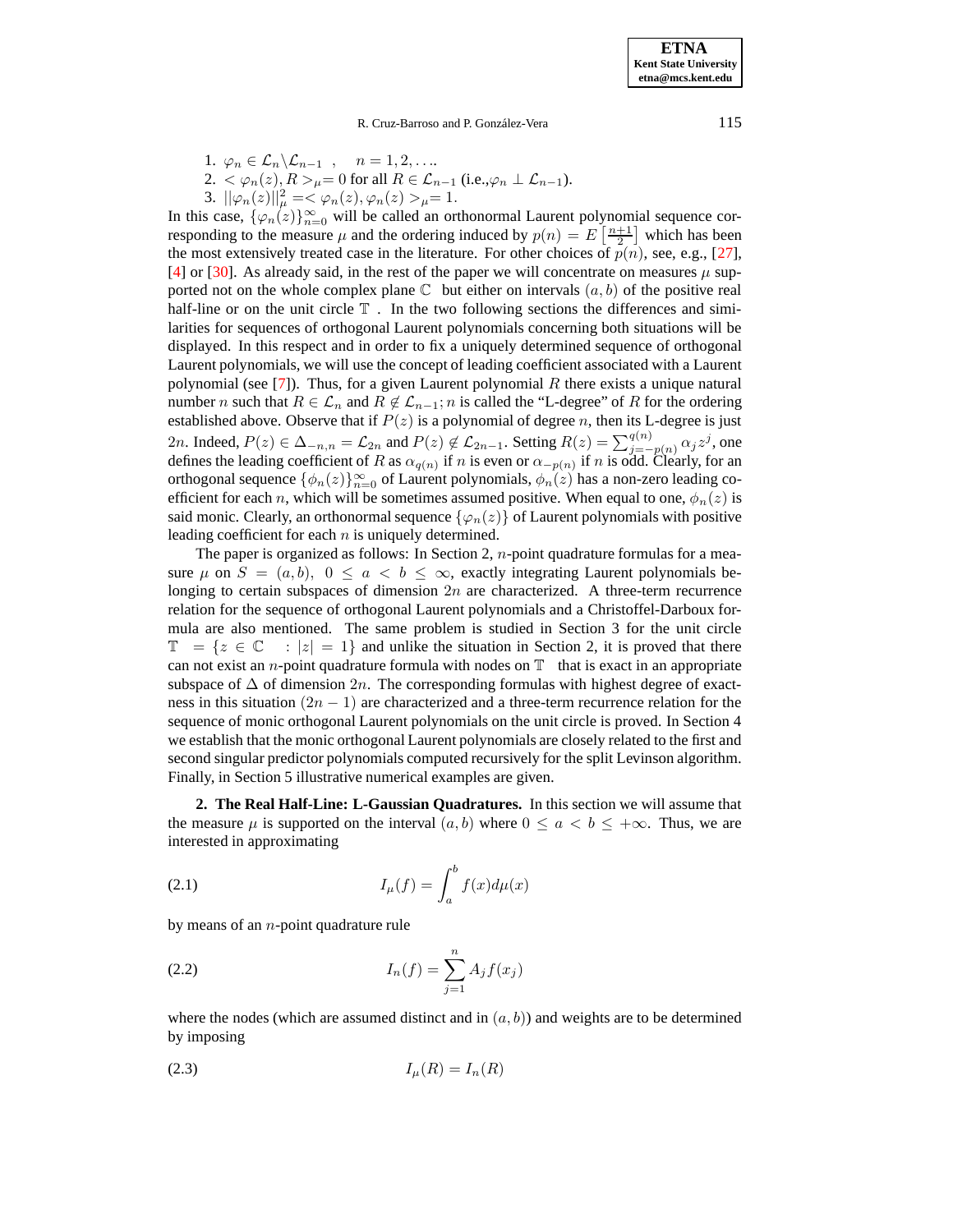1. $\varphi_n \in \mathcal{L}_n \backslash \mathcal{L}_{n-1}$ , $n = 1, 2, \ldots$.
2. $< \varphi_n(z), R >_\mu = 0$ for all $R \in \mathcal{L}_{n-1}$ (i.e.,$\varphi_n \perp \mathcal{L}_{n-1}$).
3. $||\varphi_n(z)||_\mu^2 = < \varphi_n(z), \varphi_n(z) >_\mu = 1$.

In this case, $\{\varphi_n(z)\}_{n=0}^\infty$ will be called an orthonormal Laurent polynomial sequence corresponding to the measure $\mu$ and the ordering induced by $p(n) = E\left[\frac{n+1}{2}\right]$ which has been the most extensively treated case in the literature. For other choices of $p(n)$, see, e.g., [27], [4] or [30]. As already said, in the rest of the paper we will concentrate on measures $\mu$ supported not on the whole complex plane $\mathbb{C}$ but either on intervals $(a, b)$ of the positive real half-line or on the unit circle $\mathbb{T}$ . In the two following sections the differences and similarities for sequences of orthogonal Laurent polynomials concerning both situations will be displayed. In this respect and in order to fix a uniquely determined sequence of orthogonal Laurent polynomials, we will use the concept of leading coefficient associated with a Laurent polynomial (see [7]). Thus, for a given Laurent polynomial $R$ there exists a unique natural number $n$ such that $R \in \mathcal{L}_n$ and $R \notin \mathcal{L}_{n-1}$; $n$ is called the "L-degree" of $R$ for the ordering established above. Observe that if $P(z)$ is a polynomial of degree $n$, then its L-degree is just $2n$. Indeed, $P(z) \in \Delta_{-n,n} = \mathcal{L}_{2n}$ and $P(z) \notin \mathcal{L}_{2n-1}$. Setting $R(z) = \sum_{j=-p(n)}^{q(n)} \alpha_j z^j$, one defines the leading coefficient of $R$ as $\alpha_{q(n)}$ if $n$ is even or $\alpha_{-p(n)}$ if $n$ is odd. Clearly, for an orthogonal sequence $\{\phi_n(z)\}_{n=0}^\infty$ of Laurent polynomials, $\phi_n(z)$ has a non-zero leading coefficient for each $n$, which will be sometimes assumed positive. When equal to one, $\phi_n(z)$ is said monic. Clearly, an orthonormal sequence $\{\varphi_n(z)\}$ of Laurent polynomials with positive leading coefficient for each $n$ is uniquely determined.

The paper is organized as follows: In Section 2, $n$-point quadrature formulas for a measure $\mu$ on $S = (a, b)$, $0 \leq a < b \leq \infty$, exactly integrating Laurent polynomials belonging to certain subspaces of dimension $2n$ are characterized. A three-term recurrence relation for the sequence of orthogonal Laurent polynomials and a Christoffel-Darboux formula are also mentioned. The same problem is studied in Section 3 for the unit circle $\mathbb{T} = \{z \in \mathbb{C} : |z| = 1\}$ and unlike the situation in Section 2, it is proved that there can not exist an $n$-point quadrature formula with nodes on $\mathbb{T}$ that is exact in an appropriate subspace of $\Delta$ of dimension $2n$. The corresponding formulas with highest degree of exactness in this situation $(2n-1)$ are characterized and a three-term recurrence relation for the sequence of monic orthogonal Laurent polynomials on the unit circle is proved. In Section 4 we establish that the monic orthogonal Laurent polynomials are closely related to the first and second singular predictor polynomials computed recursively for the split Levinson algorithm. Finally, in Section 5 illustrative numerical examples are given.

## 2. The Real Half-Line: L-Gaussian Quadratures.

In this section we will assume that the measure $\mu$ is supported on the interval $(a, b)$ where $0 \leq a < b \leq +\infty$. Thus, we are interested in approximating

$$I_\mu(f) = \int_a^b f(x) d\mu(x) \tag{2.1}$$

by means of an $n$-point quadrature rule

$$I_n(f) = \sum_{j=1}^n A_j f(x_j) \tag{2.2}$$

where the nodes (which are assumed distinct and in $(a, b)$) and weights are to be determined by imposing

$$I_\mu(R) = I_n(R) \tag{2.3}$$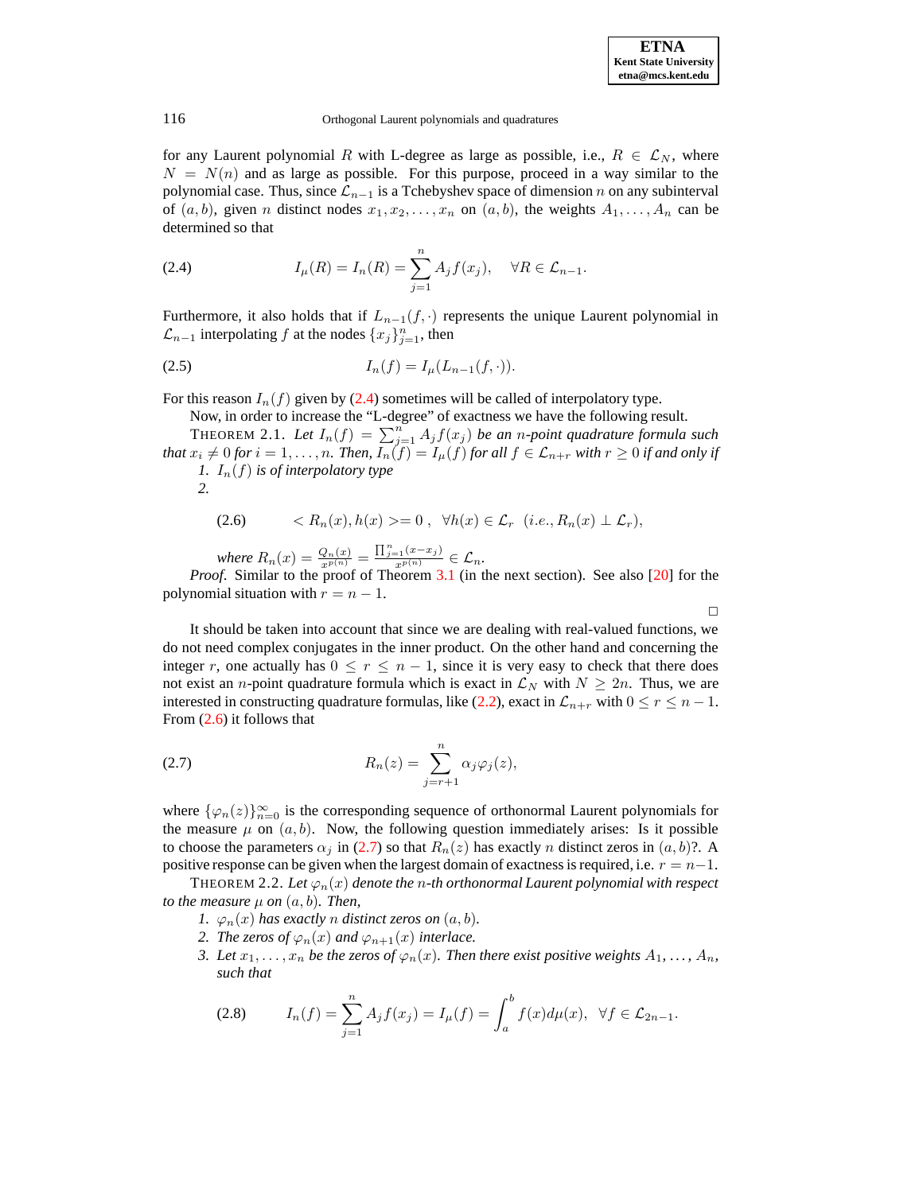for any Laurent polynomial $R$ with L-degree as large as possible, i.e., $R \in \mathcal{L}_N$, where $N = N(n)$ and as large as possible. For this purpose, proceed in a way similar to the polynomial case. Thus, since $\mathcal{L}_{n-1}$ is a Tchebyshev space of dimension $n$ on any subinterval of $(a,b)$, given $n$ distinct nodes $x_1, x_2, \ldots, x_n$ on $(a,b)$, the weights $A_1, \ldots, A_n$ can be determined so that

$$I_\mu(R) = I_n(R) = \sum_{j=1}^{n} A_j f(x_j), \quad \forall R \in \mathcal{L}_{n-1}. \tag{2.4}$$

Furthermore, it also holds that if $L_{n-1}(f, \cdot)$ represents the unique Laurent polynomial in $\mathcal{L}_{n-1}$ interpolating $f$ at the nodes $\{x_j\}_{j=1}^{n}$, then

$$I_n(f) = I_\mu(L_{n-1}(f, \cdot)). \tag{2.5}$$

For this reason $I_n(f)$ given by (2.4) sometimes will be called of interpolatory type.

Now, in order to increase the "L-degree" of exactness we have the following result.

THEOREM 2.1. *Let $I_n(f) = \sum_{j=1}^{n} A_j f(x_j)$ be an $n$-point quadrature formula such that $x_i \neq 0$ for $i = 1, \ldots, n$. Then, $I_n(f) = I_\mu(f)$ for all $f \in \mathcal{L}_{n+r}$ with $r \geq 0$ if and only if*

1. *$I_n(f)$ is of interpolatory type*
2. $$< R_n(x), h(x) >= 0\,, \quad \forall h(x) \in \mathcal{L}_r \quad (i.e., R_n(x) \perp \mathcal{L}_r), \tag{2.6}$$

   *where $R_n(x) = \frac{Q_n(x)}{x^{p(n)}} = \frac{\prod_{j=1}^{n}(x - x_j)}{x^{p(n)}} \in \mathcal{L}_n$.*

*Proof*. Similar to the proof of Theorem 3.1 (in the next section). See also [20] for the polynomial situation with $r = n-1$.

□

It should be taken into account that since we are dealing with real-valued functions, we do not need complex conjugates in the inner product. On the other hand and concerning the integer $r$, one actually has $0 \leq r \leq n-1$, since it is very easy to check that there does not exist an $n$-point quadrature formula which is exact in $\mathcal{L}_N$ with $N \geq 2n$. Thus, we are interested in constructing quadrature formulas, like (2.2), exact in $\mathcal{L}_{n+r}$ with $0 \leq r \leq n-1$. From (2.6) it follows that

$$R_n(z) = \sum_{j=r+1}^{n} \alpha_j \varphi_j(z), \tag{2.7}$$

where $\{\varphi_n(z)\}_{n=0}^{\infty}$ is the corresponding sequence of orthonormal Laurent polynomials for the measure $\mu$ on $(a,b)$. Now, the following question immediately arises: Is it possible to choose the parameters $\alpha_j$ in (2.7) so that $R_n(z)$ has exactly $n$ distinct zeros in $(a,b)$?. A positive response can be given when the largest domain of exactness is required, i.e. $r = n-1$.

THEOREM 2.2. *Let $\varphi_n(x)$ denote the $n$-th orthonormal Laurent polynomial with respect to the measure $\mu$ on $(a,b)$. Then,*

1. *$\varphi_n(x)$ has exactly $n$ distinct zeros on $(a,b)$.*
2. *The zeros of $\varphi_n(x)$ and $\varphi_{n+1}(x)$ interlace.*
3. *Let $x_1, \ldots, x_n$ be the zeros of $\varphi_n(x)$. Then there exist positive weights $A_1, \ldots, A_n$, such that*

$$I_n(f) = \sum_{j=1}^{n} A_j f(x_j) = I_\mu(f) = \int_a^b f(x) d\mu(x), \;\; \forall f \in \mathcal{L}_{2n-1}. \tag{2.8}$$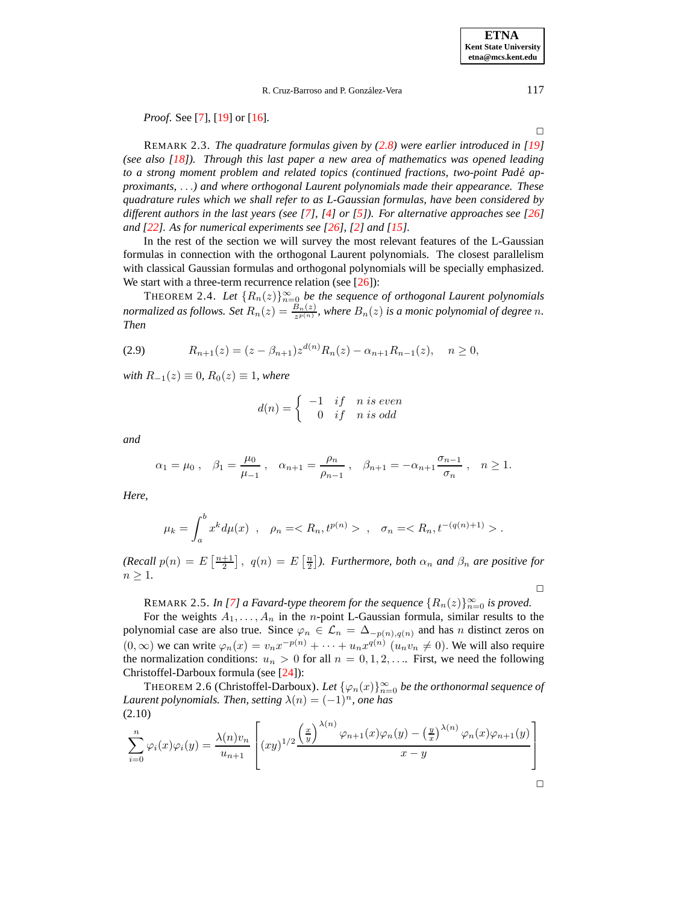*Proof.* See [7], [19] or [16]. ☐

REMARK 2.3. *The quadrature formulas given by (2.8) were earlier introduced in [19] (see also [18]). Through this last paper a new area of mathematics was opened leading to a strong moment problem and related topics (continued fractions, two-point Padé approximants, ...) and where orthogonal Laurent polynomials made their appearance. These quadrature rules which we shall refer to as L-Gaussian formulas, have been considered by different authors in the last years (see [7], [4] or [5]). For alternative approaches see [26] and [22]. As for numerical experiments see [26], [2] and [15].*

In the rest of the section we will survey the most relevant features of the L-Gaussian formulas in connection with the orthogonal Laurent polynomials. The closest parallelism with classical Gaussian formulas and orthogonal polynomials will be specially emphasized. We start with a three-term recurrence relation (see [26]):

THEOREM 2.4. *Let $\{R_n(z)\}_{n=0}^{\infty}$ be the sequence of orthogonal Laurent polynomials normalized as follows. Set $R_n(z) = \frac{B_n(z)}{z^{p(n)}}$, where $B_n(z)$ is a monic polynomial of degree $n$. Then*

$$R_{n+1}(z) = (z - \beta_{n+1})z^{d(n)}R_n(z) - \alpha_{n+1}R_{n-1}(z), \quad n \geq 0, \tag{2.9}$$

*with $R_{-1}(z) \equiv 0$, $R_0(z) \equiv 1$, where*

$$d(n) = \begin{cases} -1 & if \quad n \text{ is even} \\ \phantom{-}0 & if \quad n \text{ is odd} \end{cases}$$

*and*

$$\alpha_1 = \mu_0 \ , \quad \beta_1 = \frac{\mu_0}{\mu_{-1}} \ , \quad \alpha_{n+1} = \frac{\rho_n}{\rho_{n-1}} \ , \quad \beta_{n+1} = -\alpha_{n+1}\frac{\sigma_{n-1}}{\sigma_n} \ , \quad n \geq 1.$$

*Here,*

$$\mu_k = \int_a^b x^k d\mu(x) \ \ , \quad \rho_n = < R_n, t^{p(n)} > \ \ , \quad \sigma_n = < R_n, t^{-(q(n)+1)} > .$$

*(Recall $p(n) = E\left[\frac{n+1}{2}\right]$, $q(n) = E\left[\frac{n}{2}\right]$). Furthermore, both $\alpha_n$ and $\beta_n$ are positive for $n \geq 1$.* ☐

REMARK 2.5. *In [7] a Favard-type theorem for the sequence $\{R_n(z)\}_{n=0}^{\infty}$ is proved.*

For the weights $A_1, \ldots, A_n$ in the $n$-point L-Gaussian formula, similar results to the polynomial case are also true. Since $\varphi_n \in \mathcal{L}_n = \Delta_{-p(n),q(n)}$ and has $n$ distinct zeros on $(0, \infty)$ we can write $\varphi_n(x) = v_n x^{-p(n)} + \cdots + u_n x^{q(n)}$ $(u_n v_n \neq 0)$. We will also require the normalization conditions: $u_n > 0$ for all $n = 0, 1, 2, \ldots$. First, we need the following Christoffel-Darboux formula (see [24]):

THEOREM 2.6 (Christoffel-Darboux). *Let $\{\varphi_n(x)\}_{n=0}^{\infty}$ be the orthonormal sequence of Laurent polynomials. Then, setting $\lambda(n) = (-1)^n$, one has*

$$\sum_{i=0}^{n} \varphi_i(x)\varphi_i(y) = \frac{\lambda(n)v_n}{u_{n+1}} \left[ (xy)^{1/2} \frac{\left(\frac{x}{y}\right)^{\lambda(n)} \varphi_{n+1}(x)\varphi_n(y) - \left(\frac{y}{x}\right)^{\lambda(n)} \varphi_n(x)\varphi_{n+1}(y)}{x - y} \right] \tag{2.10}$$

☐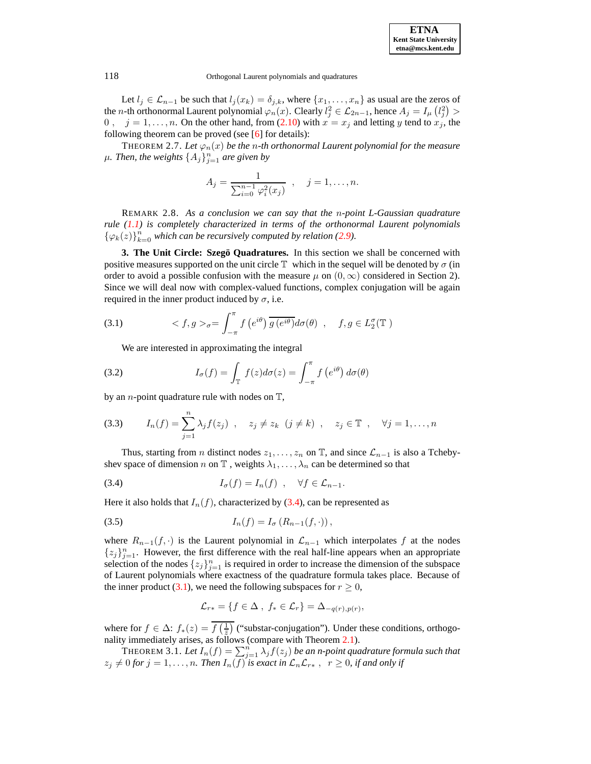Let $l_j \in \mathcal{L}_{n-1}$ be such that $l_j(x_k) = \delta_{j,k}$, where $\{x_1, \ldots, x_n\}$ as usual are the zeros of the $n$-th orthonormal Laurent polynomial $\varphi_n(x)$. Clearly $l_j^2 \in \mathcal{L}_{2n-1}$, hence $A_j = I_\mu\left(l_j^2\right) > 0$, $\quad j = 1, \ldots, n$. On the other hand, from (2.10) with $x = x_j$ and letting $y$ tend to $x_j$, the following theorem can be proved (see [6] for details):

THEOREM 2.7. *Let $\varphi_n(x)$ be the $n$-th orthonormal Laurent polynomial for the measure $\mu$. Then, the weights $\{A_j\}_{j=1}^n$ are given by*

$$A_j = \frac{1}{\sum_{i=0}^{n-1} \varphi_i^2(x_j)} \quad , \quad j = 1, \ldots, n.$$

REMARK 2.8. *As a conclusion we can say that the $n$-point L-Gaussian quadrature rule (1.1) is completely characterized in terms of the orthonormal Laurent polynomials $\{\varphi_k(z)\}_{k=0}^n$ which can be recursively computed by relation (2.9).*

**3. The Unit Circle: Szegö Quadratures.** In this section we shall be concerned with positive measures supported on the unit circle $\mathbb{T}$ which in the sequel will be denoted by $\sigma$ (in order to avoid a possible confusion with the measure $\mu$ on $(0, \infty)$ considered in Section 2). Since we will deal now with complex-valued functions, complex conjugation will be again required in the inner product induced by $\sigma$, i.e.

$$< f, g >_\sigma = \int_{-\pi}^{\pi} f\left(e^{i\theta}\right) \overline{g\left(e^{i\theta}\right)} d\sigma(\theta) \quad , \quad f, g \in L_2^\sigma(\mathbb{T}) \tag{3.1}$$

We are interested in approximating the integral

$$I_\sigma(f) = \int_{\mathbb{T}} f(z) d\sigma(z) = \int_{-\pi}^{\pi} f\left(e^{i\theta}\right) d\sigma(\theta) \tag{3.2}$$

by an $n$-point quadrature rule with nodes on $\mathbb{T}$,

$$I_n(f) = \sum_{j=1}^{n} \lambda_j f(z_j) \quad , \quad z_j \neq z_k \ \ (j \neq k) \quad , \quad z_j \in \mathbb{T} \quad , \quad \forall j = 1, \ldots, n \tag{3.3}$$

Thus, starting from $n$ distinct nodes $z_1, \ldots, z_n$ on $\mathbb{T}$, and since $\mathcal{L}_{n-1}$ is also a Tchebyshev space of dimension $n$ on $\mathbb{T}$, weights $\lambda_1, \ldots, \lambda_n$ can be determined so that

$$I_\sigma(f) = I_n(f) \quad , \quad \forall f \in \mathcal{L}_{n-1}. \tag{3.4}$$

Here it also holds that $I_n(f)$, characterized by (3.4), can be represented as

$$I_n(f) = I_\sigma\left(R_{n-1}(f, \cdot)\right), \tag{3.5}$$

where $R_{n-1}(f, \cdot)$ is the Laurent polynomial in $\mathcal{L}_{n-1}$ which interpolates $f$ at the nodes $\{z_j\}_{j=1}^n$. However, the first difference with the real half-line appears when an appropriate selection of the nodes $\{z_j\}_{j=1}^n$ is required in order to increase the dimension of the subspace of Laurent polynomials where exactness of the quadrature formula takes place. Because of the inner product (3.1), we need the following subspaces for $r \geq 0$,

$$\mathcal{L}_{r*} = \{f \in \Delta \ , \ f_* \in \mathcal{L}_r\} = \Delta_{-q(r), p(r)},$$

where for $f \in \Delta$: $f_*(z) = \overline{f\left(\frac{1}{\bar{z}}\right)}$ ("substar-conjugation"). Under these conditions, orthogonality immediately arises, as follows (compare with Theorem 2.1).

THEOREM 3.1. *Let $I_n(f) = \sum_{j=1}^n \lambda_j f(z_j)$ be an n-point quadrature formula such that $z_j \neq 0$ for $j = 1, \ldots, n$. Then $I_n(f)$ is exact in $\mathcal{L}_n \mathcal{L}_{r*}$ , $\ r \geq 0$, if and only if*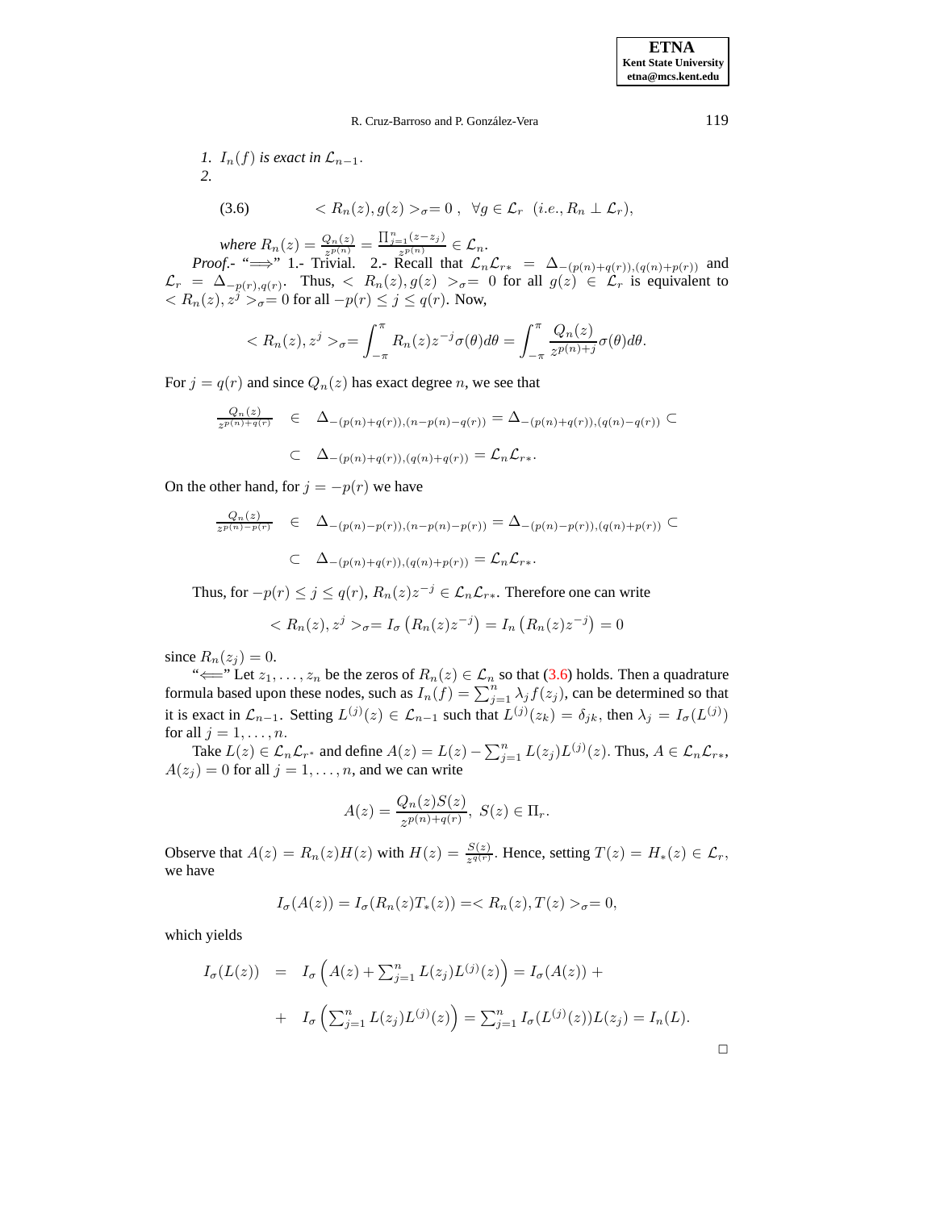1. $I_n(f)$ *is exact in* $\mathcal{L}_{n-1}$.
2.

$$
< R_n(z), g(z) >_\sigma = 0 \ , \ \ \forall g \in \mathcal{L}_r \ \ (i.e., R_n \perp \mathcal{L}_r), \tag{3.6}
$$

*where* $R_n(z) = \frac{Q_n(z)}{z^{p(n)}} = \frac{\prod_{j=1}^n (z-z_j)}{z^{p(n)}} \in \mathcal{L}_n$.

*Proof*.- "$\Longrightarrow$" 1.- Trivial. 2.- Recall that $\mathcal{L}_n\mathcal{L}_{r*} = \Delta_{-(p(n)+q(r)),(q(n)+p(r))}$ and $\mathcal{L}_r = \Delta_{-p(r),q(r)}$. Thus, $< R_n(z), g(z) >_\sigma = 0$ for all $g(z) \in \mathcal{L}_r$ is equivalent to $< R_n(z), z^j >_\sigma = 0$ for all $-p(r) \leq j \leq q(r)$. Now,

$$
< R_n(z), z^j >_\sigma = \int_{-\pi}^{\pi} R_n(z) z^{-j} \sigma(\theta) d\theta = \int_{-\pi}^{\pi} \frac{Q_n(z)}{z^{p(n)+j}} \sigma(\theta) d\theta.
$$

For $j = q(r)$ and since $Q_n(z)$ has exact degree $n$, we see that

$$
\begin{aligned}
\frac{Q_n(z)}{z^{p(n)+q(r)}} &\in \Delta_{-(p(n)+q(r)),(n-p(n)-q(r))} = \Delta_{-(p(n)+q(r)),(q(n)-q(r))} \subset \\
&\subset \Delta_{-(p(n)+q(r)),(q(n)+q(r))} = \mathcal{L}_n\mathcal{L}_{r*}.
\end{aligned}
$$

On the other hand, for $j = -p(r)$ we have

$$
\begin{aligned}
\frac{Q_n(z)}{z^{p(n)-p(r)}} &\in \Delta_{-(p(n)-p(r)),(n-p(n)-p(r))} = \Delta_{-(p(n)-p(r)),(q(n)+p(r))} \subset \\
&\subset \Delta_{-(p(n)+q(r)),(q(n)+p(r))} = \mathcal{L}_n\mathcal{L}_{r*}.
\end{aligned}
$$

Thus, for $-p(r) \leq j \leq q(r)$, $R_n(z)z^{-j} \in \mathcal{L}_n\mathcal{L}_{r*}$. Therefore one can write

$$
< R_n(z), z^j >_\sigma = I_\sigma\left(R_n(z)z^{-j}\right) = I_n\left(R_n(z)z^{-j}\right) = 0
$$

since $R_n(z_j) = 0$.

"$\Longleftarrow$" Let $z_1, \ldots, z_n$ be the zeros of $R_n(z) \in \mathcal{L}_n$ so that (3.6) holds. Then a quadrature formula based upon these nodes, such as $I_n(f) = \sum_{j=1}^n \lambda_j f(z_j)$, can be determined so that it is exact in $\mathcal{L}_{n-1}$. Setting $L^{(j)}(z) \in \mathcal{L}_{n-1}$ such that $L^{(j)}(z_k) = \delta_{jk}$, then $\lambda_j = I_\sigma(L^{(j)})$ for all $j = 1, \ldots, n$.

Take $L(z) \in \mathcal{L}_n\mathcal{L}_{r^*}$ and define $A(z) = L(z) - \sum_{j=1}^n L(z_j)L^{(j)}(z)$. Thus, $A \in \mathcal{L}_n\mathcal{L}_{r*}$, $A(z_j) = 0$ for all $j = 1, \ldots, n$, and we can write

$$
A(z) = \frac{Q_n(z)S(z)}{z^{p(n)+q(r)}}, \ S(z) \in \Pi_r.
$$

Observe that $A(z) = R_n(z)H(z)$ with $H(z) = \frac{S(z)}{z^{q(r)}}$. Hence, setting $T(z) = H_*(z) \in \mathcal{L}_r$, we have

$$
I_\sigma(A(z)) = I_\sigma(R_n(z)T_*(z)) = < R_n(z), T(z) >_\sigma = 0,
$$

which yields

$$
\begin{aligned}
I_\sigma(L(z)) &= I_\sigma\left(A(z) + \textstyle\sum_{j=1}^n L(z_j)L^{(j)}(z)\right) = I_\sigma(A(z)) + \\
&+ I_\sigma\left(\textstyle\sum_{j=1}^n L(z_j)L^{(j)}(z)\right) = \textstyle\sum_{j=1}^n I_\sigma(L^{(j)}(z))L(z_j) = I_n(L).
\end{aligned}
$$

$\square$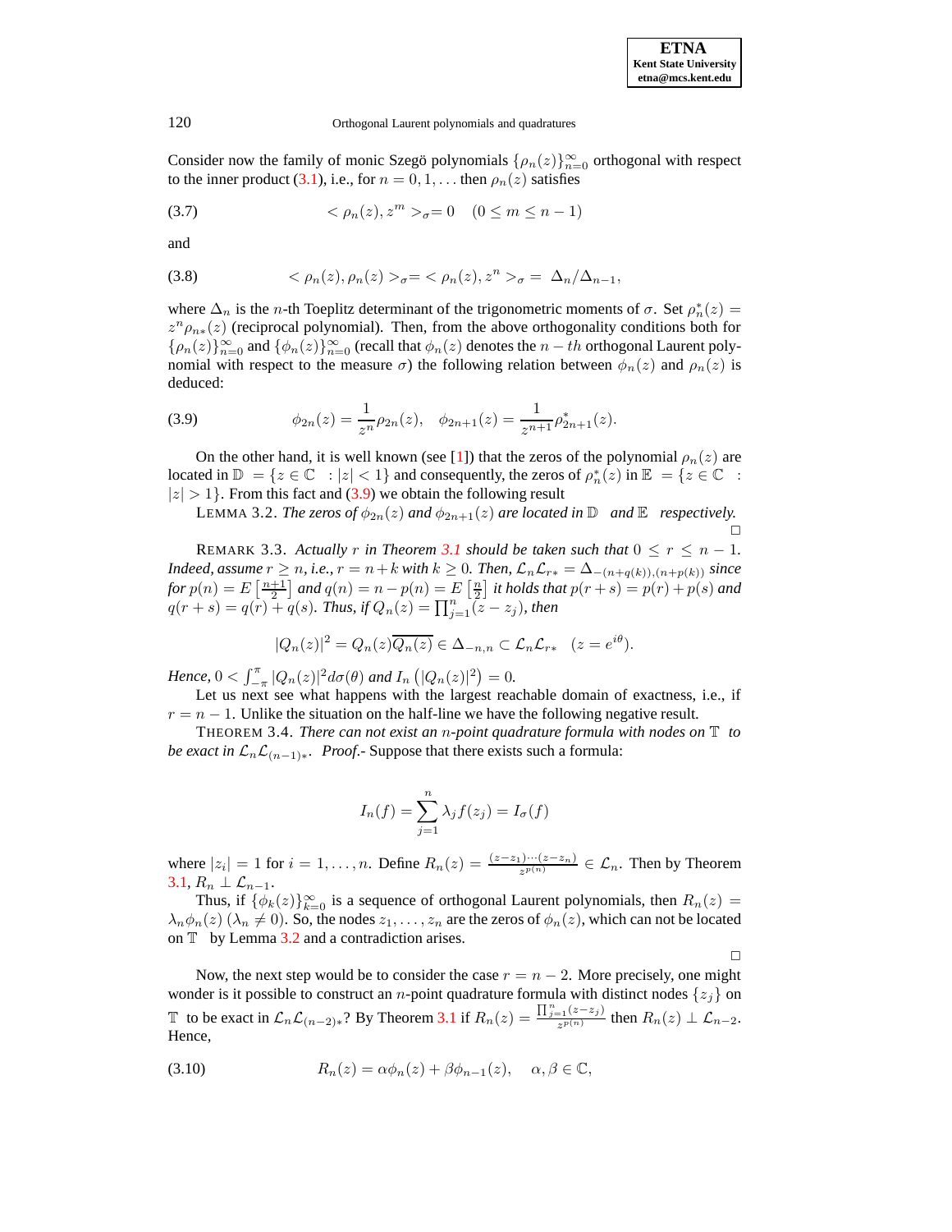Consider now the family of monic Szegö polynomials $\{\rho_n(z)\}_{n=0}^{\infty}$ orthogonal with respect to the inner product (3.1), i.e., for $n = 0, 1, \ldots$ then $\rho_n(z)$ satisfies

$$< \rho_n(z), z^m >_\sigma = 0 \quad (0 \le m \le n-1) \tag{3.7}$$

and

$$< \rho_n(z), \rho_n(z) >_\sigma = < \rho_n(z), z^n >_\sigma = \Delta_n / \Delta_{n-1}, \tag{3.8}$$

where $\Delta_n$ is the $n$-th Toeplitz determinant of the trigonometric moments of $\sigma$. Set $\rho_n^*(z) = z^n \rho_{n*}(z)$ (reciprocal polynomial). Then, from the above orthogonality conditions both for $\{\rho_n(z)\}_{n=0}^{\infty}$ and $\{\phi_n(z)\}_{n=0}^{\infty}$ (recall that $\phi_n(z)$ denotes the $n-th$ orthogonal Laurent polynomial with respect to the measure $\sigma$) the following relation between $\phi_n(z)$ and $\rho_n(z)$ is deduced:

$$\phi_{2n}(z) = \frac{1}{z^n} \rho_{2n}(z), \quad \phi_{2n+1}(z) = \frac{1}{z^{n+1}} \rho_{2n+1}^*(z). \tag{3.9}$$

On the other hand, it is well known (see [1]) that the zeros of the polynomial $\rho_n(z)$ are located in $\mathbb{D} = \{z \in \mathbb{C} : |z| < 1\}$ and consequently, the zeros of $\rho_n^*(z)$ in $\mathbb{E} = \{z \in \mathbb{C} : |z| > 1\}$. From this fact and (3.9) we obtain the following result

LEMMA 3.2. *The zeros of $\phi_{2n}(z)$ and $\phi_{2n+1}(z)$ are located in $\mathbb{D}$ and $\mathbb{E}$ respectively.* □

REMARK 3.3. *Actually $r$ in Theorem 3.1 should be taken such that $0 \le r \le n-1$. Indeed, assume $r \ge n$, i.e., $r = n+k$ with $k \ge 0$. Then, $\mathcal{L}_n \mathcal{L}_{r*} = \Delta_{-(n+q(k)),(n+p(k))}$ since for $p(n) = E\left[\frac{n+1}{2}\right]$ and $q(n) = n - p(n) = E\left[\frac{n}{2}\right]$ it holds that $p(r+s) = p(r) + p(s)$ and $q(r+s) = q(r) + q(s)$. Thus, if $Q_n(z) = \prod_{j=1}^{n}(z - z_j)$, then*

$$|Q_n(z)|^2 = Q_n(z)\overline{Q_n(z)} \in \Delta_{-n,n} \subset \mathcal{L}_n \mathcal{L}_{r*} \quad (z = e^{i\theta}).$$

*Hence, $0 < \int_{-\pi}^{\pi} |Q_n(z)|^2 d\sigma(\theta)$ and $I_n\left(|Q_n(z)|^2\right) = 0$.*

Let us next see what happens with the largest reachable domain of exactness, i.e., if $r = n-1$. Unlike the situation on the half-line we have the following negative result.

THEOREM 3.4. *There can not exist an $n$-point quadrature formula with nodes on $\mathbb{T}$ to be exact in $\mathcal{L}_n \mathcal{L}_{(n-1)*}$.* *Proof*.- Suppose that there exists such a formula:

$$I_n(f) = \sum_{j=1}^{n} \lambda_j f(z_j) = I_\sigma(f)$$

where $|z_i| = 1$ for $i = 1, \ldots, n$. Define $R_n(z) = \frac{(z-z_1)\cdots(z-z_n)}{z^{p(n)}} \in \mathcal{L}_n$. Then by Theorem 3.1, $R_n \perp \mathcal{L}_{n-1}$.

Thus, if $\{\phi_k(z)\}_{k=0}^{\infty}$ is a sequence of orthogonal Laurent polynomials, then $R_n(z) = \lambda_n \phi_n(z)$ ($\lambda_n \neq 0$). So, the nodes $z_1, \ldots, z_n$ are the zeros of $\phi_n(z)$, which can not be located on $\mathbb{T}$ by Lemma 3.2 and a contradiction arises.

□

Now, the next step would be to consider the case $r = n-2$. More precisely, one might wonder is it possible to construct an $n$-point quadrature formula with distinct nodes $\{z_j\}$ on $\mathbb{T}$ to be exact in $\mathcal{L}_n \mathcal{L}_{(n-2)*}$? By Theorem 3.1 if $R_n(z) = \frac{\prod_{j=1}^{n}(z-z_j)}{z^{p(n)}}$ then $R_n(z) \perp \mathcal{L}_{n-2}$. Hence,

$$R_n(z) = \alpha \phi_n(z) + \beta \phi_{n-1}(z), \quad \alpha, \beta \in \mathbb{C}, \tag{3.10}$$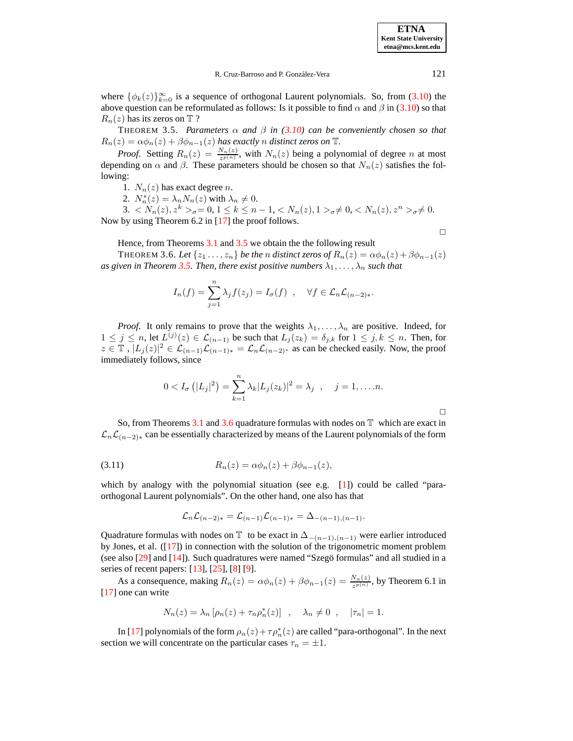where $\{\phi_k(z)\}_{k=0}^{\infty}$ is a sequence of orthogonal Laurent polynomials. So, from (3.10) the above question can be reformulated as follows: Is it possible to find $\alpha$ and $\beta$ in (3.10) so that $R_n(z)$ has its zeros on $\mathbb{T}$ ?

THEOREM 3.5. *Parameters $\alpha$ and $\beta$ in (3.10) can be conveniently chosen so that $R_n(z) = \alpha\phi_n(z) + \beta\phi_{n-1}(z)$ has exactly $n$ distinct zeros on $\mathbb{T}$.*

*Proof.* Setting $R_n(z) = \frac{N_n(z)}{z^{p(n)}}$, with $N_n(z)$ being a polynomial of degree $n$ at most depending on $\alpha$ and $\beta$. These parameters should be chosen so that $N_n(z)$ satisfies the following:

1. $N_n(z)$ has exact degree $n$.
2. $N_n^*(z) = \lambda_n N_n(z)$ with $\lambda_n \neq 0$.
3. $< N_n(z), z^k >_\sigma = 0,\ 1 \leq k \leq n-1,\ < N_n(z), 1 >_\sigma \neq 0,\ < N_n(z), z^n >_\sigma \neq 0.$

Now by using Theorem 6.2 in [17] the proof follows. □

Hence, from Theorems 3.1 and 3.5 we obtain the the following result

THEOREM 3.6. *Let $\{z_1 \ldots, z_n\}$ be the $n$ distinct zeros of $R_n(z) = \alpha\phi_n(z) + \beta\phi_{n-1}(z)$ as given in Theorem 3.5. Then, there exist positive numbers $\lambda_1, \ldots, \lambda_n$ such that*

$$I_n(f) = \sum_{j=1}^{n} \lambda_j f(z_j) = I_\sigma(f) \quad , \quad \forall f \in \mathcal{L}_n\mathcal{L}_{(n-2)*}.$$

*Proof.* It only remains to prove that the weights $\lambda_1, \ldots, \lambda_n$ are positive. Indeed, for $1 \leq j \leq n$, let $L^{(j)}(z) \in \mathcal{L}_{(n-1)}$ be such that $L_j(z_k) = \delta_{j,k}$ for $1 \leq j, k \leq n$. Then, for $z \in \mathbb{T}$ , $|L_j(z)|^2 \in \mathcal{L}_{(n-1)}\mathcal{L}_{(n-1)*} = \mathcal{L}_n\mathcal{L}_{(n-2)^*}$ as can be checked easily. Now, the proof immediately follows, since

$$0 < I_\sigma\left(|L_j|^2\right) = \sum_{k=1}^{n} \lambda_k |L_j(z_k)|^2 = \lambda_j \quad , \quad j = 1, \ldots .n.$$

□

So, from Theorems 3.1 and 3.6 quadrature formulas with nodes on $\mathbb{T}$ which are exact in $\mathcal{L}_n\mathcal{L}_{(n-2)*}$ can be essentially characterized by means of the Laurent polynomials of the form

$$R_n(z) = \alpha\phi_n(z) + \beta\phi_{n-1}(z), \tag{3.11}$$

which by analogy with the polynomial situation (see e.g. [1]) could be called "para-orthogonal Laurent polynomials". On the other hand, one also has that

$$\mathcal{L}_n\mathcal{L}_{(n-2)*} = \mathcal{L}_{(n-1)}\mathcal{L}_{(n-1)*} = \Delta_{-(n-1),(n-1)}.$$

Quadrature formulas with nodes on $\mathbb{T}$ to be exact in $\Delta_{-(n-1),(n-1)}$ were earlier introduced by Jones, et al. ([17]) in connection with the solution of the trigonometric moment problem (see also [29] and [14]). Such quadratures were named "Szegö formulas" and all studied in a series of recent papers: [13], [25], [8] [9].

As a consequence, making $R_n(z) = \alpha\phi_n(z) + \beta\phi_{n-1}(z) = \frac{N_n(z)}{z^{p(n)}}$, by Theorem 6.1 in [17] one can write

$$N_n(z) = \lambda_n\left[\rho_n(z) + \tau_n\rho_n^*(z)\right] \quad , \quad \lambda_n \neq 0 \quad , \quad |\tau_n| = 1.$$

In [17] polynomials of the form $\rho_n(z) + \tau\rho_n^*(z)$ are called "para-orthogonal". In the next section we will concentrate on the particular cases $\tau_n = \pm 1$.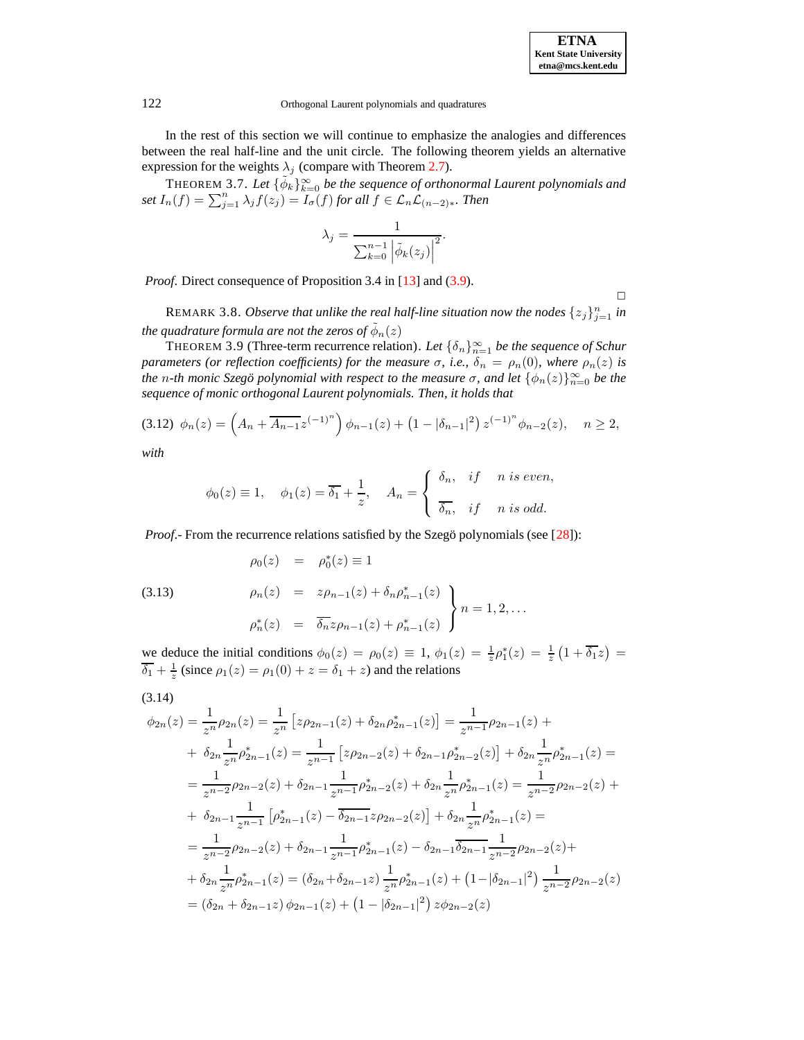In the rest of this section we will continue to emphasize the analogies and differences between the real half-line and the unit circle. The following theorem yields an alternative expression for the weights $\lambda_j$ (compare with Theorem 2.7).

THEOREM 3.7. *Let $\{\tilde{\phi}_k\}_{k=0}^{\infty}$ be the sequence of orthonormal Laurent polynomials and set $I_n(f) = \sum_{j=1}^{n} \lambda_j f(z_j) = I_\sigma(f)$ for all $f \in \mathcal{L}_n\mathcal{L}_{(n-2)*}$. Then*

$$\lambda_j = \frac{1}{\sum_{k=0}^{n-1} \left|\tilde{\phi}_k(z_j)\right|^2}.$$

*Proof.* Direct consequence of Proposition 3.4 in [13] and (3.9). □

REMARK 3.8. *Observe that unlike the real half-line situation now the nodes $\{z_j\}_{j=1}^{n}$ in the quadrature formula are not the zeros of $\tilde{\phi}_n(z)$*

THEOREM 3.9 (Three-term recurrence relation). *Let $\{\delta_n\}_{n=1}^{\infty}$ be the sequence of Schur parameters (or reflection coefficients) for the measure $\sigma$, i.e., $\delta_n = \rho_n(0)$, where $\rho_n(z)$ is the $n$-th monic Szegö polynomial with respect to the measure $\sigma$, and let $\{\phi_n(z)\}_{n=0}^{\infty}$ be the sequence of monic orthogonal Laurent polynomials. Then, it holds that*

$$\phi_n(z) = \left(A_n + \overline{A_{n-1}} z^{(-1)^n}\right)\phi_{n-1}(z) + \left(1 - |\delta_{n-1}|^2\right) z^{(-1)^n}\phi_{n-2}(z), \quad n \geq 2, \tag{3.12}$$

*with*

$$\phi_0(z) \equiv 1, \quad \phi_1(z) = \overline{\delta_1} + \frac{1}{z}, \quad A_n = \begin{cases} \delta_n, & if \quad n \text{ is even}, \\ \overline{\delta_n}, & if \quad n \text{ is odd}. \end{cases}$$

*Proof*.- From the recurrence relations satisfied by the Szegö polynomials (see [28]):

$$\begin{array}{rcl} \rho_0(z) & = & \rho_0^*(z) \equiv 1 \\ \rho_n(z) & = & z\rho_{n-1}(z) + \delta_n \rho_{n-1}^*(z) \\ \rho_n^*(z) & = & \overline{\delta_n} z \rho_{n-1}(z) + \rho_{n-1}^*(z) \end{array} \left.\vphantom{\begin{array}{c}a\\a\end{array}}\right\} n = 1, 2, \ldots \tag{3.13}$$

we deduce the initial conditions $\phi_0(z) = \rho_0(z) \equiv 1$, $\phi_1(z) = \frac{1}{z}\rho_1^*(z) = \frac{1}{z}\left(1 + \overline{\delta_1} z\right) = \overline{\delta_1} + \frac{1}{z}$ (since $\rho_1(z) = \rho_1(0) + z = \delta_1 + z$) and the relations

(3.14)

$$\begin{aligned}
\phi_{2n}(z) &= \frac{1}{z^n}\rho_{2n}(z) = \frac{1}{z^n}\left[z\rho_{2n-1}(z) + \delta_{2n}\rho_{2n-1}^*(z)\right] = \frac{1}{z^{n-1}}\rho_{2n-1}(z) + \\
&+ \delta_{2n}\frac{1}{z^n}\rho_{2n-1}^*(z) = \frac{1}{z^{n-1}}\left[z\rho_{2n-2}(z) + \delta_{2n-1}\rho_{2n-2}^*(z)\right] + \delta_{2n}\frac{1}{z^n}\rho_{2n-1}^*(z) = \\
&= \frac{1}{z^{n-2}}\rho_{2n-2}(z) + \delta_{2n-1}\frac{1}{z^{n-1}}\rho_{2n-2}^*(z) + \delta_{2n}\frac{1}{z^n}\rho_{2n-1}^*(z) = \frac{1}{z^{n-2}}\rho_{2n-2}(z) + \\
&+ \delta_{2n-1}\frac{1}{z^{n-1}}\left[\rho_{2n-1}^*(z) - \overline{\delta_{2n-1}} z\rho_{2n-2}(z)\right] + \delta_{2n}\frac{1}{z^n}\rho_{2n-1}^*(z) = \\
&= \frac{1}{z^{n-2}}\rho_{2n-2}(z) + \delta_{2n-1}\frac{1}{z^{n-1}}\rho_{2n-1}^*(z) - \delta_{2n-1}\overline{\delta_{2n-1}}\frac{1}{z^{n-2}}\rho_{2n-2}(z) + \\
&+ \delta_{2n}\frac{1}{z^n}\rho_{2n-1}^*(z) = \left(\delta_{2n} + \delta_{2n-1} z\right)\frac{1}{z^n}\rho_{2n-1}^*(z) + \left(1 - |\delta_{2n-1}|^2\right)\frac{1}{z^{n-2}}\rho_{2n-2}(z) \\
&= \left(\delta_{2n} + \delta_{2n-1} z\right)\phi_{2n-1}(z) + \left(1 - |\delta_{2n-1}|^2\right) z\phi_{2n-2}(z)
\end{aligned}$$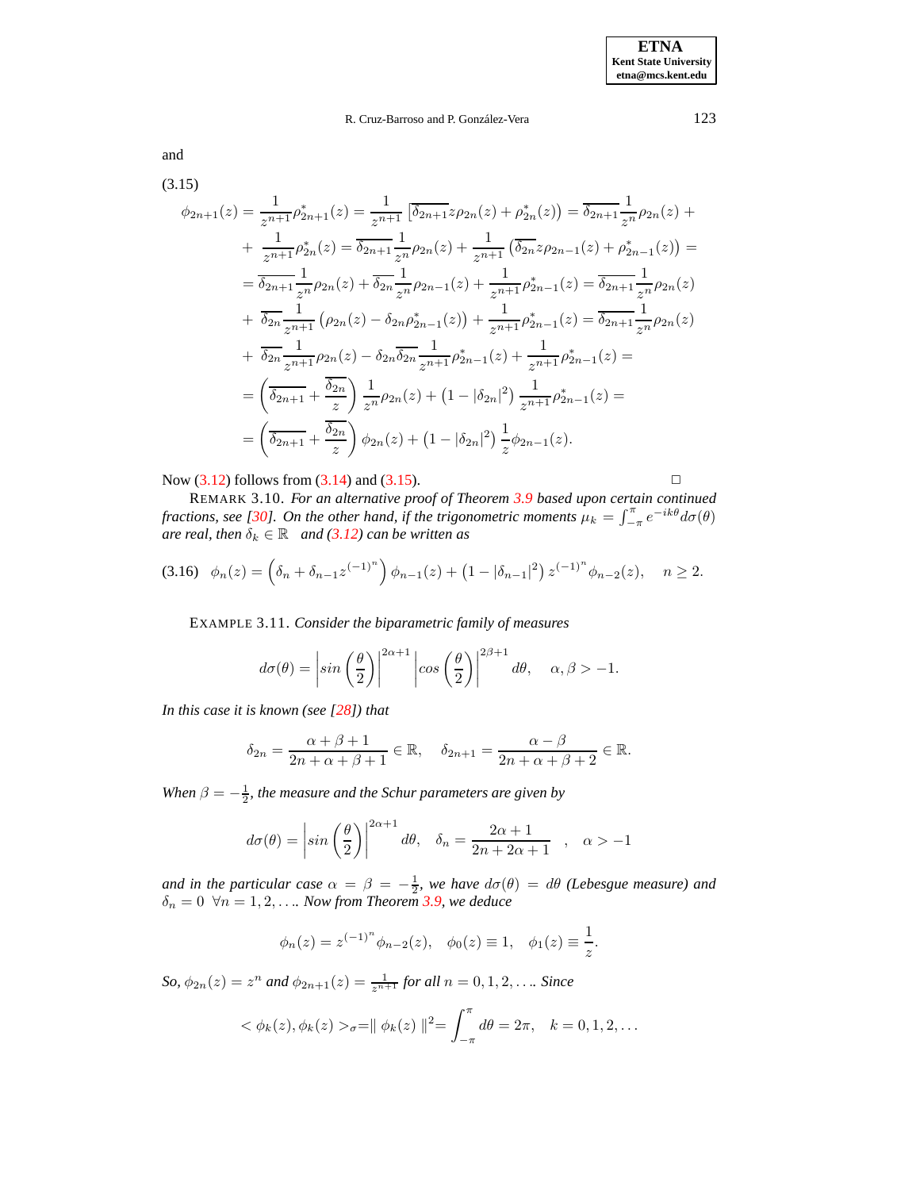and

(3.15)

$$
\begin{aligned}
\phi_{2n+1}(z) &= \frac{1}{z^{n+1}}\rho^*_{2n+1}(z) = \frac{1}{z^{n+1}}\left[\overline{\delta_{2n+1}} z\rho_{2n}(z) + \rho^*_{2n}(z)\right) = \overline{\delta_{2n+1}}\frac{1}{z^n}\rho_{2n}(z) + \\
&+ \frac{1}{z^{n+1}}\rho^*_{2n}(z) = \overline{\delta_{2n+1}}\frac{1}{z^n}\rho_{2n}(z) + \frac{1}{z^{n+1}}\left(\overline{\delta_{2n}} z\rho_{2n-1}(z) + \rho^*_{2n-1}(z)\right) = \\
&= \overline{\delta_{2n+1}}\frac{1}{z^n}\rho_{2n}(z) + \overline{\delta_{2n}}\frac{1}{z^n}\rho_{2n-1}(z) + \frac{1}{z^{n+1}}\rho^*_{2n-1}(z) = \overline{\delta_{2n+1}}\frac{1}{z^n}\rho_{2n}(z) \\
&+ \overline{\delta_{2n}}\frac{1}{z^{n+1}}\left(\rho_{2n}(z) - \delta_{2n}\rho^*_{2n-1}(z)\right) + \frac{1}{z^{n+1}}\rho^*_{2n-1}(z) = \overline{\delta_{2n+1}}\frac{1}{z^n}\rho_{2n}(z) \\
&+ \overline{\delta_{2n}}\frac{1}{z^{n+1}}\rho_{2n}(z) - \delta_{2n}\overline{\delta_{2n}}\frac{1}{z^{n+1}}\rho^*_{2n-1}(z) + \frac{1}{z^{n+1}}\rho^*_{2n-1}(z) = \\
&= \left(\overline{\delta_{2n+1}} + \frac{\overline{\delta_{2n}}}{z}\right)\frac{1}{z^n}\rho_{2n}(z) + \left(1 - |\delta_{2n}|^2\right)\frac{1}{z^{n+1}}\rho^*_{2n-1}(z) = \\
&= \left(\overline{\delta_{2n+1}} + \frac{\overline{\delta_{2n}}}{z}\right)\phi_{2n}(z) + \left(1 - |\delta_{2n}|^2\right)\frac{1}{z}\phi_{2n-1}(z).
\end{aligned}
$$

Now (3.12) follows from (3.14) and (3.15). □

REMARK 3.10. *For an alternative proof of Theorem 3.9 based upon certain continued fractions, see [30]. On the other hand, if the trigonometric moments* $\mu_k = \int_{-\pi}^{\pi} e^{-ik\theta} d\sigma(\theta)$ *are real, then* $\delta_k \in \mathbb{R}$ *and (3.12) can be written as*

$$
\phi_n(z) = \left(\delta_n + \delta_{n-1} z^{(-1)^n}\right)\phi_{n-1}(z) + \left(1 - |\delta_{n-1}|^2\right) z^{(-1)^n}\phi_{n-2}(z), \quad n \geq 2. \tag{3.16}
$$

EXAMPLE 3.11. *Consider the biparametric family of measures*

$$
d\sigma(\theta) = \left|sin\left(\frac{\theta}{2}\right)\right|^{2\alpha+1}\left|cos\left(\frac{\theta}{2}\right)\right|^{2\beta+1} d\theta, \quad \alpha, \beta > -1.
$$

*In this case it is known (see [28]) that*

$$
\delta_{2n} = \frac{\alpha+\beta+1}{2n+\alpha+\beta+1} \in \mathbb{R}, \quad \delta_{2n+1} = \frac{\alpha-\beta}{2n+\alpha+\beta+2} \in \mathbb{R}.
$$

*When* $\beta = -\frac{1}{2}$*, the measure and the Schur parameters are given by*

$$
d\sigma(\theta) = \left|sin\left(\frac{\theta}{2}\right)\right|^{2\alpha+1} d\theta, \quad \delta_n = \frac{2\alpha+1}{2n+2\alpha+1} \quad , \quad \alpha > -1
$$

*and in the particular case* $\alpha = \beta = -\frac{1}{2}$*, we have* $d\sigma(\theta) = d\theta$ *(Lebesgue measure) and* $\delta_n = 0 \ \forall n = 1, 2, \ldots$*. Now from Theorem 3.9, we deduce*

$$
\phi_n(z) = z^{(-1)^n}\phi_{n-2}(z), \quad \phi_0(z) \equiv 1, \quad \phi_1(z) \equiv \frac{1}{z}.
$$

*So,* $\phi_{2n}(z) = z^n$ *and* $\phi_{2n+1}(z) = \frac{1}{z^{n+1}}$ *for all* $n = 0, 1, 2, \ldots$*. Since*

$$
< \phi_k(z), \phi_k(z) >_\sigma = \| \phi_k(z) \|^2 = \int_{-\pi}^{\pi} d\theta = 2\pi, \quad k = 0, 1, 2, \ldots
$$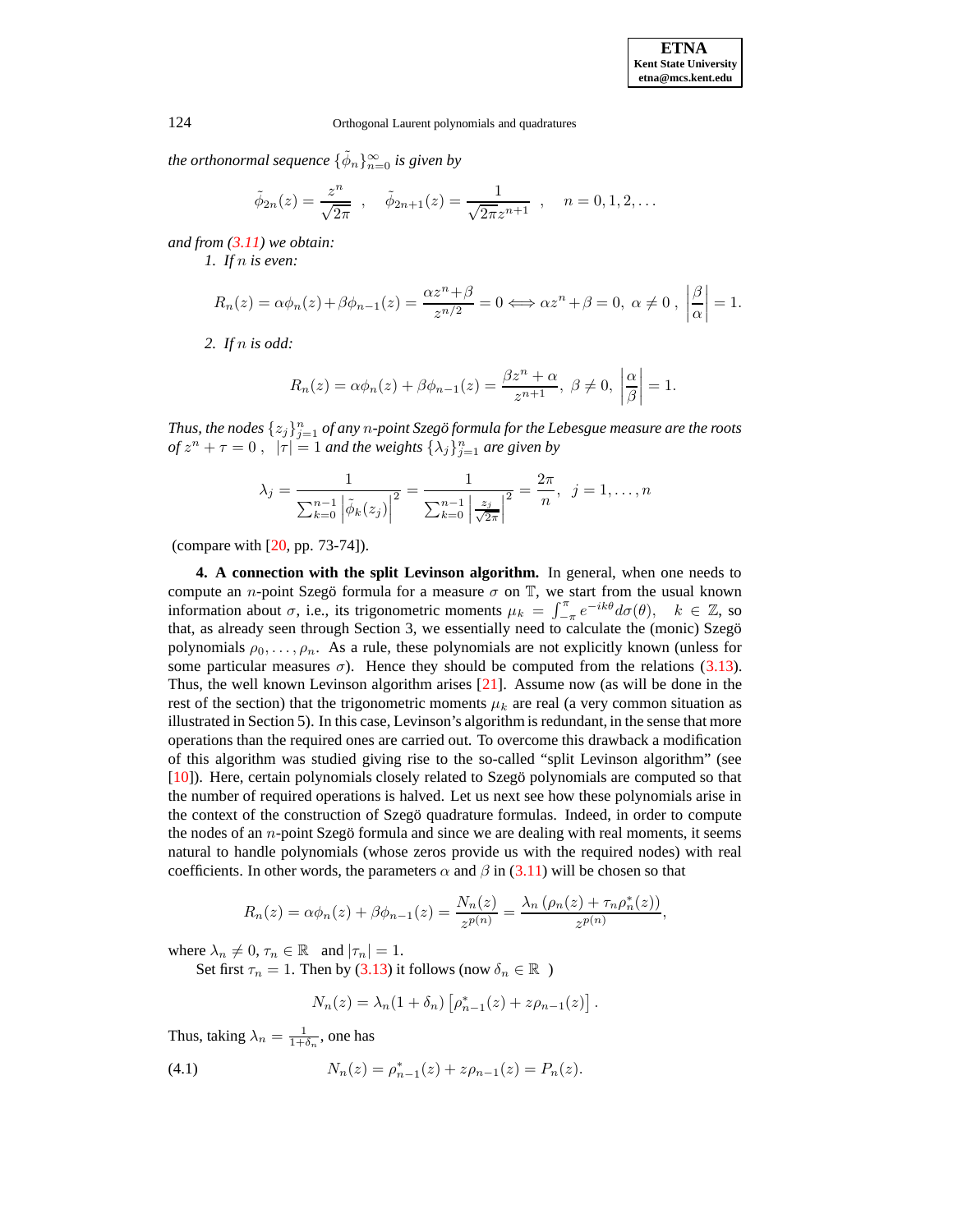*the orthonormal sequence* $\{\tilde{\phi}_n\}_{n=0}^{\infty}$ *is given by*

$$\tilde{\phi}_{2n}(z) = \frac{z^n}{\sqrt{2\pi}} \;, \quad \tilde{\phi}_{2n+1}(z) = \frac{1}{\sqrt{2\pi} z^{n+1}} \;, \quad n = 0, 1, 2, \ldots$$

*and from (3.11) we obtain:*

1. *If $n$ is even:*

$$R_n(z) = \alpha\phi_n(z) + \beta\phi_{n-1}(z) = \frac{\alpha z^n + \beta}{z^{n/2}} = 0 \Longleftrightarrow \alpha z^n + \beta = 0, \; \alpha \neq 0 \;, \; \left|\frac{\beta}{\alpha}\right| = 1.$$

2. *If $n$ is odd:*

$$R_n(z) = \alpha\phi_n(z) + \beta\phi_{n-1}(z) = \frac{\beta z^n + \alpha}{z^{n+1}}, \; \beta \neq 0, \; \left|\frac{\alpha}{\beta}\right| = 1.$$

*Thus, the nodes $\{z_j\}_{j=1}^n$ of any $n$-point Szegö formula for the Lebesgue measure are the roots of $z^n + \tau = 0$ , $|\tau| = 1$ and the weights $\{\lambda_j\}_{j=1}^n$ are given by*

$$\lambda_j = \frac{1}{\sum_{k=0}^{n-1} \left|\tilde{\phi}_k(z_j)\right|^2} = \frac{1}{\sum_{k=0}^{n-1} \left|\frac{z_j}{\sqrt{2\pi}}\right|^2} = \frac{2\pi}{n}, \;\; j = 1, \ldots, n$$

(compare with [20, pp. 73-74]).

**4. A connection with the split Levinson algorithm.** In general, when one needs to compute an $n$-point Szegö formula for a measure $\sigma$ on $\mathbb{T}$, we start from the usual known information about $\sigma$, i.e., its trigonometric moments $\mu_k = \int_{-\pi}^{\pi} e^{-ik\theta} d\sigma(\theta), \quad k \in \mathbb{Z}$, so that, as already seen through Section 3, we essentially need to calculate the (monic) Szegö polynomials $\rho_0, \ldots, \rho_n$. As a rule, these polynomials are not explicitly known (unless for some particular measures $\sigma$). Hence they should be computed from the relations (3.13). Thus, the well known Levinson algorithm arises [21]. Assume now (as will be done in the rest of the section) that the trigonometric moments $\mu_k$ are real (a very common situation as illustrated in Section 5). In this case, Levinson's algorithm is redundant, in the sense that more operations than the required ones are carried out. To overcome this drawback a modification of this algorithm was studied giving rise to the so-called "split Levinson algorithm" (see [10]). Here, certain polynomials closely related to Szegö polynomials are computed so that the number of required operations is halved. Let us next see how these polynomials arise in the context of the construction of Szegö quadrature formulas. Indeed, in order to compute the nodes of an $n$-point Szegö formula and since we are dealing with real moments, it seems natural to handle polynomials (whose zeros provide us with the required nodes) with real coefficients. In other words, the parameters $\alpha$ and $\beta$ in (3.11) will be chosen so that

$$R_n(z) = \alpha\phi_n(z) + \beta\phi_{n-1}(z) = \frac{N_n(z)}{z^{p(n)}} = \frac{\lambda_n\left(\rho_n(z) + \tau_n\rho_n^*(z)\right)}{z^{p(n)}},$$

where $\lambda_n \neq 0$, $\tau_n \in \mathbb{R}$ and $|\tau_n| = 1$.

Set first $\tau_n = 1$. Then by (3.13) it follows (now $\delta_n \in \mathbb{R}$ )

$$N_n(z) = \lambda_n(1 + \delta_n)\left[\rho_{n-1}^*(z) + z\rho_{n-1}(z)\right].$$

Thus, taking $\lambda_n = \frac{1}{1+\delta_n}$, one has

$$N_n(z) = \rho_{n-1}^*(z) + z\rho_{n-1}(z) = P_n(z). \tag{4.1}$$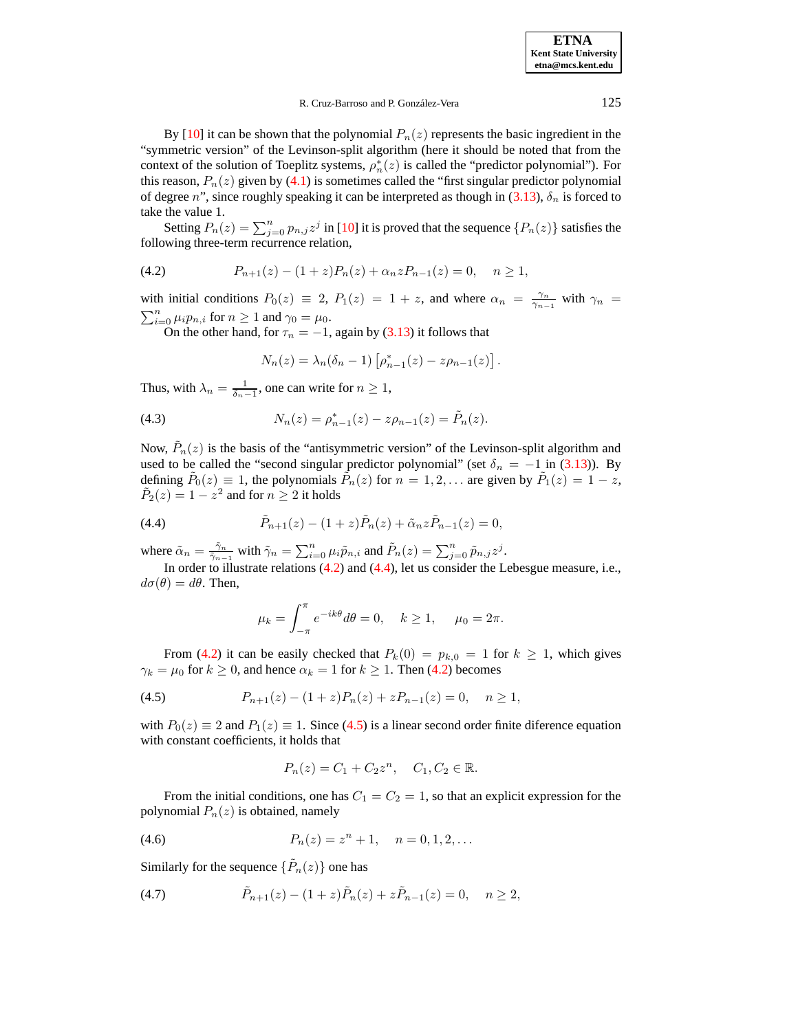By [10] it can be shown that the polynomial $P_n(z)$ represents the basic ingredient in the "symmetric version" of the Levinson-split algorithm (here it should be noted that from the context of the solution of Toeplitz systems, $\rho_n^*(z)$ is called the "predictor polynomial"). For this reason, $P_n(z)$ given by (4.1) is sometimes called the "first singular predictor polynomial of degree $n$", since roughly speaking it can be interpreted as though in (3.13), $\delta_n$ is forced to take the value 1.

Setting $P_n(z) = \sum_{j=0}^{n} p_{n,j} z^j$ in [10] it is proved that the sequence $\{P_n(z)\}$ satisfies the following three-term recurrence relation,

$$P_{n+1}(z) - (1+z)P_n(z) + \alpha_n z P_{n-1}(z) = 0, \quad n \geq 1, \tag{4.2}$$

with initial conditions $P_0(z) \equiv 2$, $P_1(z) = 1+z$, and where $\alpha_n = \frac{\gamma_n}{\gamma_{n-1}}$ with $\gamma_n = \sum_{i=0}^{n} \mu_i p_{n,i}$ for $n \geq 1$ and $\gamma_0 = \mu_0$.

On the other hand, for $\tau_n = -1$, again by (3.13) it follows that

$$N_n(z) = \lambda_n(\delta_n - 1)\left[\rho_{n-1}^*(z) - z\rho_{n-1}(z)\right].$$

Thus, with $\lambda_n = \frac{1}{\delta_n - 1}$, one can write for $n \geq 1$,

$$N_n(z) = \rho_{n-1}^*(z) - z\rho_{n-1}(z) = \tilde{P}_n(z). \tag{4.3}$$

Now, $\tilde{P}_n(z)$ is the basis of the "antisymmetric version" of the Levinson-split algorithm and used to be called the "second singular predictor polynomial" (set $\delta_n = -1$ in (3.13)). By defining $\tilde{P}_0(z) \equiv 1$, the polynomials $\tilde{P}_n(z)$ for $n = 1, 2, \ldots$ are given by $\tilde{P}_1(z) = 1 - z$, $\tilde{P}_2(z) = 1 - z^2$ and for $n \geq 2$ it holds

$$\tilde{P}_{n+1}(z) - (1+z)\tilde{P}_n(z) + \tilde{\alpha}_n z \tilde{P}_{n-1}(z) = 0, \tag{4.4}$$

where $\tilde{\alpha}_n = \frac{\tilde{\gamma}_n}{\tilde{\gamma}_{n-1}}$ with $\tilde{\gamma}_n = \sum_{i=0}^{n} \mu_i \tilde{p}_{n,i}$ and $\tilde{P}_n(z) = \sum_{j=0}^{n} \tilde{p}_{n,j} z^j$.

In order to illustrate relations (4.2) and (4.4), let us consider the Lebesgue measure, i.e., $d\sigma(\theta) = d\theta$. Then,

$$\mu_k = \int_{-\pi}^{\pi} e^{-ik\theta} d\theta = 0, \quad k \geq 1, \quad \mu_0 = 2\pi.$$

From (4.2) it can be easily checked that $P_k(0) = p_{k,0} = 1$ for $k \geq 1$, which gives $\gamma_k = \mu_0$ for $k \geq 0$, and hence $\alpha_k = 1$ for $k \geq 1$. Then (4.2) becomes

$$P_{n+1}(z) - (1+z)P_n(z) + zP_{n-1}(z) = 0, \quad n \geq 1, \tag{4.5}$$

with $P_0(z) \equiv 2$ and $P_1(z) \equiv 1$. Since (4.5) is a linear second order finite diference equation with constant coefficients, it holds that

$$P_n(z) = C_1 + C_2 z^n, \quad C_1, C_2 \in \mathbb{R}.$$

From the initial conditions, one has $C_1 = C_2 = 1$, so that an explicit expression for the polynomial $P_n(z)$ is obtained, namely

$$P_n(z) = z^n + 1, \quad n = 0, 1, 2, \ldots \tag{4.6}$$

Similarly for the sequence $\{\tilde{P}_n(z)\}$ one has

$$\tilde{P}_{n+1}(z) - (1+z)\tilde{P}_n(z) + z\tilde{P}_{n-1}(z) = 0, \quad n \geq 2, \tag{4.7}$$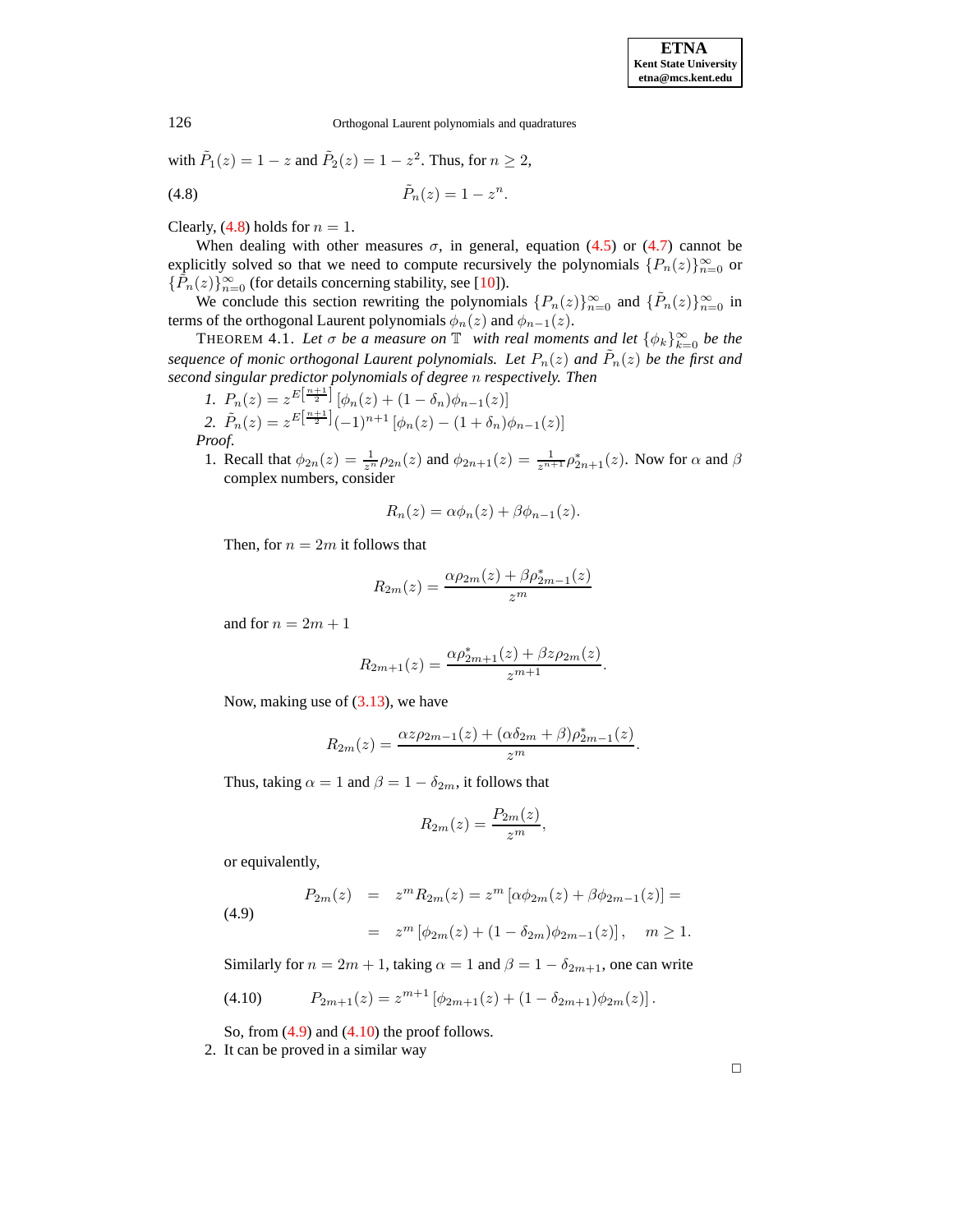with $\tilde{P}_1(z) = 1 - z$ and $\tilde{P}_2(z) = 1 - z^2$. Thus, for $n \geq 2$,

$$\tilde{P}_n(z) = 1 - z^n. \tag{4.8}$$

Clearly, (4.8) holds for $n = 1$.

When dealing with other measures $\sigma$, in general, equation (4.5) or (4.7) cannot be explicitly solved so that we need to compute recursively the polynomials $\{P_n(z)\}_{n=0}^{\infty}$ or $\{\tilde{P}_n(z)\}_{n=0}^{\infty}$ (for details concerning stability, see [10]).

We conclude this section rewriting the polynomials $\{P_n(z)\}_{n=0}^{\infty}$ and $\{\tilde{P}_n(z)\}_{n=0}^{\infty}$ in terms of the orthogonal Laurent polynomials $\phi_n(z)$ and $\phi_{n-1}(z)$.

THEOREM 4.1. *Let $\sigma$ be a measure on $\mathbb{T}$ with real moments and let $\{\phi_k\}_{k=0}^{\infty}$ be the sequence of monic orthogonal Laurent polynomials. Let $P_n(z)$ and $\tilde{P}_n(z)$ be the first and second singular predictor polynomials of degree $n$ respectively. Then*

1. $P_n(z) = z^{E\left[\frac{n+1}{2}\right]}\left[\phi_n(z) + (1 - \delta_n)\phi_{n-1}(z)\right]$
2. $\tilde{P}_n(z) = z^{E\left[\frac{n+1}{2}\right]}(-1)^{n+1}\left[\phi_n(z) - (1 + \delta_n)\phi_{n-1}(z)\right]$

*Proof.*

1. Recall that $\phi_{2n}(z) = \frac{1}{z^n}\rho_{2n}(z)$ and $\phi_{2n+1}(z) = \frac{1}{z^{n+1}}\rho^*_{2n+1}(z)$. Now for $\alpha$ and $\beta$ complex numbers, consider

$$R_n(z) = \alpha\phi_n(z) + \beta\phi_{n-1}(z).$$

Then, for $n = 2m$ it follows that

$$R_{2m}(z) = \frac{\alpha\rho_{2m}(z) + \beta\rho^*_{2m-1}(z)}{z^m}$$

and for $n = 2m + 1$

$$R_{2m+1}(z) = \frac{\alpha\rho^*_{2m+1}(z) + \beta z\rho_{2m}(z)}{z^{m+1}}.$$

Now, making use of (3.13), we have

$$R_{2m}(z) = \frac{\alpha z\rho_{2m-1}(z) + (\alpha\delta_{2m} + \beta)\rho^*_{2m-1}(z)}{z^m}.$$

Thus, taking $\alpha = 1$ and $\beta = 1 - \delta_{2m}$, it follows that

$$R_{2m}(z) = \frac{P_{2m}(z)}{z^m},$$

or equivalently,

$$\begin{aligned} P_{2m}(z) &= z^m R_{2m}(z) = z^m\left[\alpha\phi_{2m}(z) + \beta\phi_{2m-1}(z)\right] = \\ &= z^m\left[\phi_{2m}(z) + (1 - \delta_{2m})\phi_{2m-1}(z)\right], \quad m \geq 1. \end{aligned} \tag{4.9}$$

Similarly for $n = 2m + 1$, taking $\alpha = 1$ and $\beta = 1 - \delta_{2m+1}$, one can write

$$P_{2m+1}(z) = z^{m+1}\left[\phi_{2m+1}(z) + (1 - \delta_{2m+1})\phi_{2m}(z)\right]. \tag{4.10}$$

So, from (4.9) and (4.10) the proof follows.

2. It can be proved in a similar way

□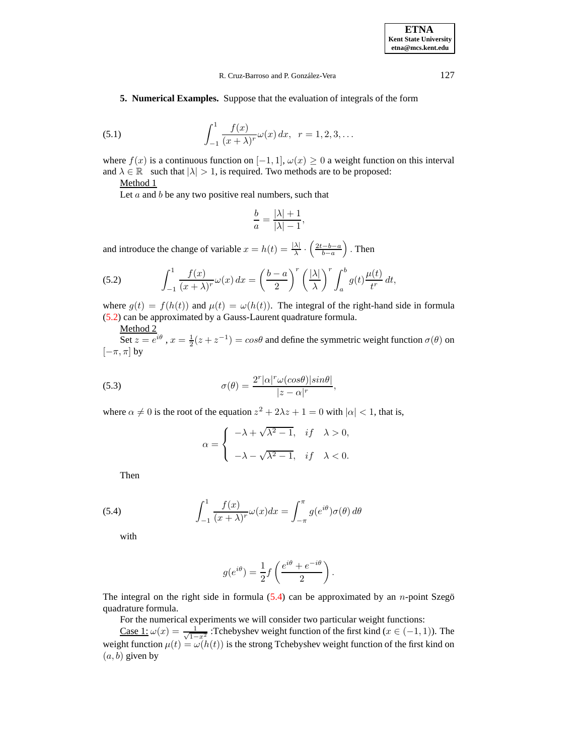**5. Numerical Examples.** Suppose that the evaluation of integrals of the form

$$\int_{-1}^{1} \frac{f(x)}{(x+\lambda)^r}\omega(x)\,dx, \quad r=1,2,3,\dots \tag{5.1}$$

where $f(x)$ is a continuous function on $[-1,1]$, $\omega(x)\geq 0$ a weight function on this interval and $\lambda \in \mathbb{R}$ such that $|\lambda|>1$, is required. Two methods are to be proposed:

Method 1

Let $a$ and $b$ be any two positive real numbers, such that

$$\frac{b}{a} = \frac{|\lambda|+1}{|\lambda|-1},$$

and introduce the change of variable $x = h(t) = \frac{|\lambda|}{\lambda}\cdot\left(\frac{2t-b-a}{b-a}\right)$. Then

$$\int_{-1}^{1} \frac{f(x)}{(x+\lambda)^r}\omega(x)\,dx = \left(\frac{b-a}{2}\right)^r \left(\frac{|\lambda|}{\lambda}\right)^r \int_a^b g(t)\frac{\mu(t)}{t^r}\,dt, \tag{5.2}$$

where $g(t)=f(h(t))$ and $\mu(t)=\omega(h(t))$. The integral of the right-hand side in formula (5.2) can be approximated by a Gauss-Laurent quadrature formula.

Method 2

Set $z=e^{i\theta}$, $x=\frac{1}{2}(z+z^{-1}) = cos\theta$ and define the symmetric weight function $\sigma(\theta)$ on $[-\pi,\pi]$ by

$$\sigma(\theta) = \frac{2^r|\alpha|^r\omega(cos\theta)|sin\theta|}{|z-\alpha|^r}, \tag{5.3}$$

where $\alpha \neq 0$ is the root of the equation $z^2+2\lambda z+1=0$ with $|\alpha|<1$, that is,

$$\alpha = \begin{cases} -\lambda+\sqrt{\lambda^2-1}, & if \quad \lambda>0, \\ -\lambda-\sqrt{\lambda^2-1}, & if \quad \lambda<0. \end{cases}$$

Then

$$\int_{-1}^{1} \frac{f(x)}{(x+\lambda)^r}\omega(x)dx = \int_{-\pi}^{\pi} g(e^{i\theta})\sigma(\theta)\,d\theta \tag{5.4}$$

with

$$g(e^{i\theta}) = \frac{1}{2} f\left(\frac{e^{i\theta}+e^{-i\theta}}{2}\right).$$

The integral on the right side in formula (5.4) can be approximated by an $n$-point Szegö quadrature formula.

For the numerical experiments we will consider two particular weight functions:

Case 1: $\omega(x)=\frac{1}{\sqrt{1-x^2}}$ :Tchebyshev weight function of the first kind ($x\in(-1,1)$). The weight function $\mu(t)=\omega(h(t))$ is the strong Tchebyshev weight function of the first kind on $(a,b)$ given by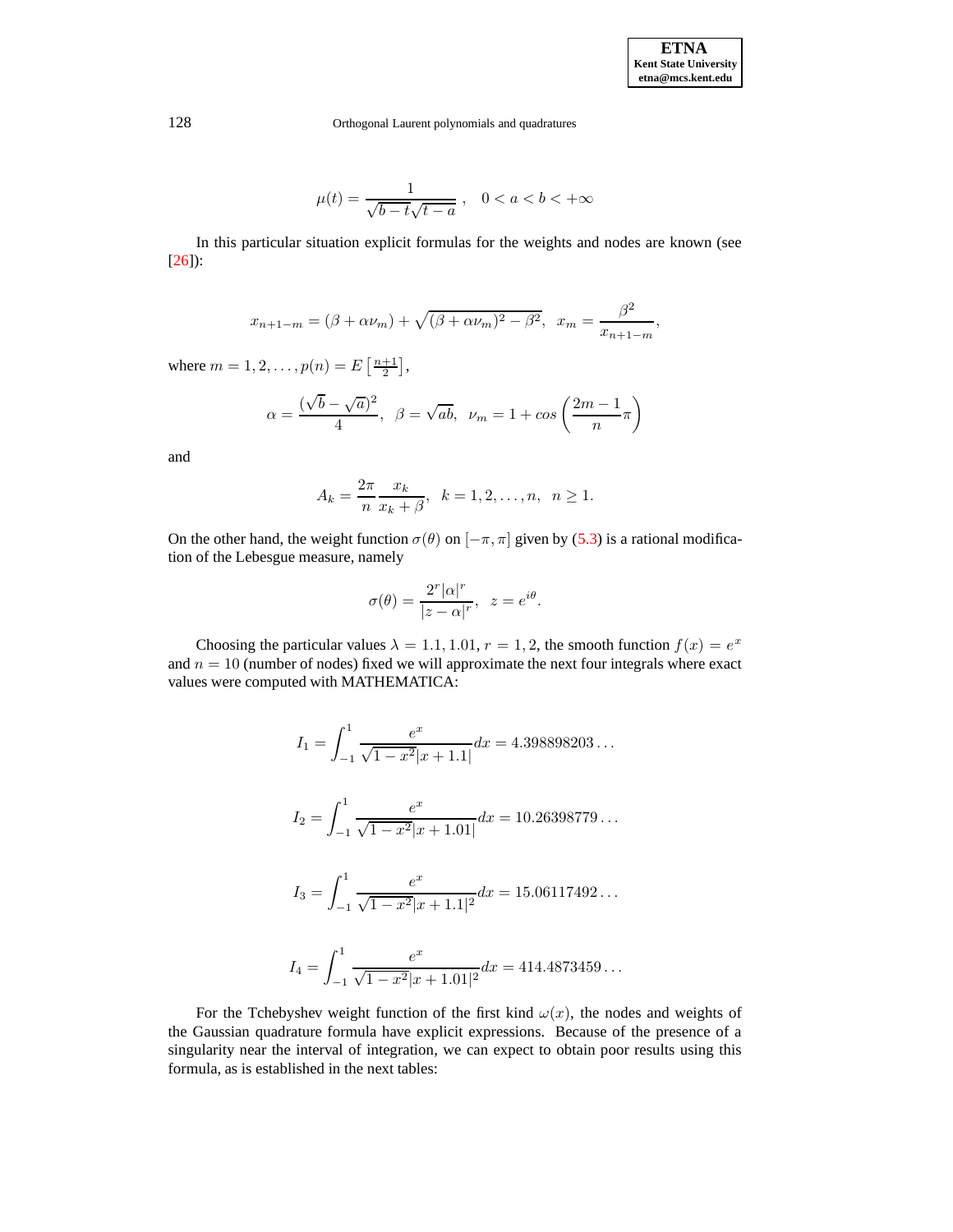$$\mu(t) = \frac{1}{\sqrt{b-t}\sqrt{t-a}}\ , \quad 0 < a < b < +\infty$$

In this particular situation explicit formulas for the weights and nodes are known (see [26]):

$$x_{n+1-m} = (\beta + \alpha\nu_m) + \sqrt{(\beta + \alpha\nu_m)^2 - \beta^2},\ \ x_m = \frac{\beta^2}{x_{n+1-m}},$$

where $m = 1, 2, \ldots, p(n) = E\left[\frac{n+1}{2}\right]$,

$$\alpha = \frac{(\sqrt{b} - \sqrt{a})^2}{4},\ \ \beta = \sqrt{ab},\ \ \nu_m = 1 + cos\left(\frac{2m-1}{n}\pi\right)$$

and

$$A_k = \frac{2\pi}{n}\frac{x_k}{x_k + \beta},\ \ k = 1, 2, \ldots, n,\ \ n \geq 1.$$

On the other hand, the weight function $\sigma(\theta)$ on $[-\pi, \pi]$ given by (5.3) is a rational modification of the Lebesgue measure, namely

$$\sigma(\theta) = \frac{2^r|\alpha|^r}{|z-\alpha|^r},\ \ z = e^{i\theta}.$$

Choosing the particular values $\lambda = 1.1, 1.01$, $r = 1, 2$, the smooth function $f(x) = e^x$ and $n = 10$ (number of nodes) fixed we will approximate the next four integrals where exact values were computed with MATHEMATICA:

$$I_1 = \int_{-1}^{1} \frac{e^x}{\sqrt{1-x^2}|x+1.1|}dx = 4.398898203\ldots$$

$$I_2 = \int_{-1}^{1} \frac{e^x}{\sqrt{1-x^2}|x+1.01|}dx = 10.26398779\ldots$$

$$I_3 = \int_{-1}^{1} \frac{e^x}{\sqrt{1-x^2}|x+1.1|^2}dx = 15.06117492\ldots$$

$$I_4 = \int_{-1}^{1} \frac{e^x}{\sqrt{1-x^2}|x+1.01|^2}dx = 414.4873459\ldots$$

For the Tchebyshev weight function of the first kind $\omega(x)$, the nodes and weights of the Gaussian quadrature formula have explicit expressions. Because of the presence of a singularity near the interval of integration, we can expect to obtain poor results using this formula, as is established in the next tables: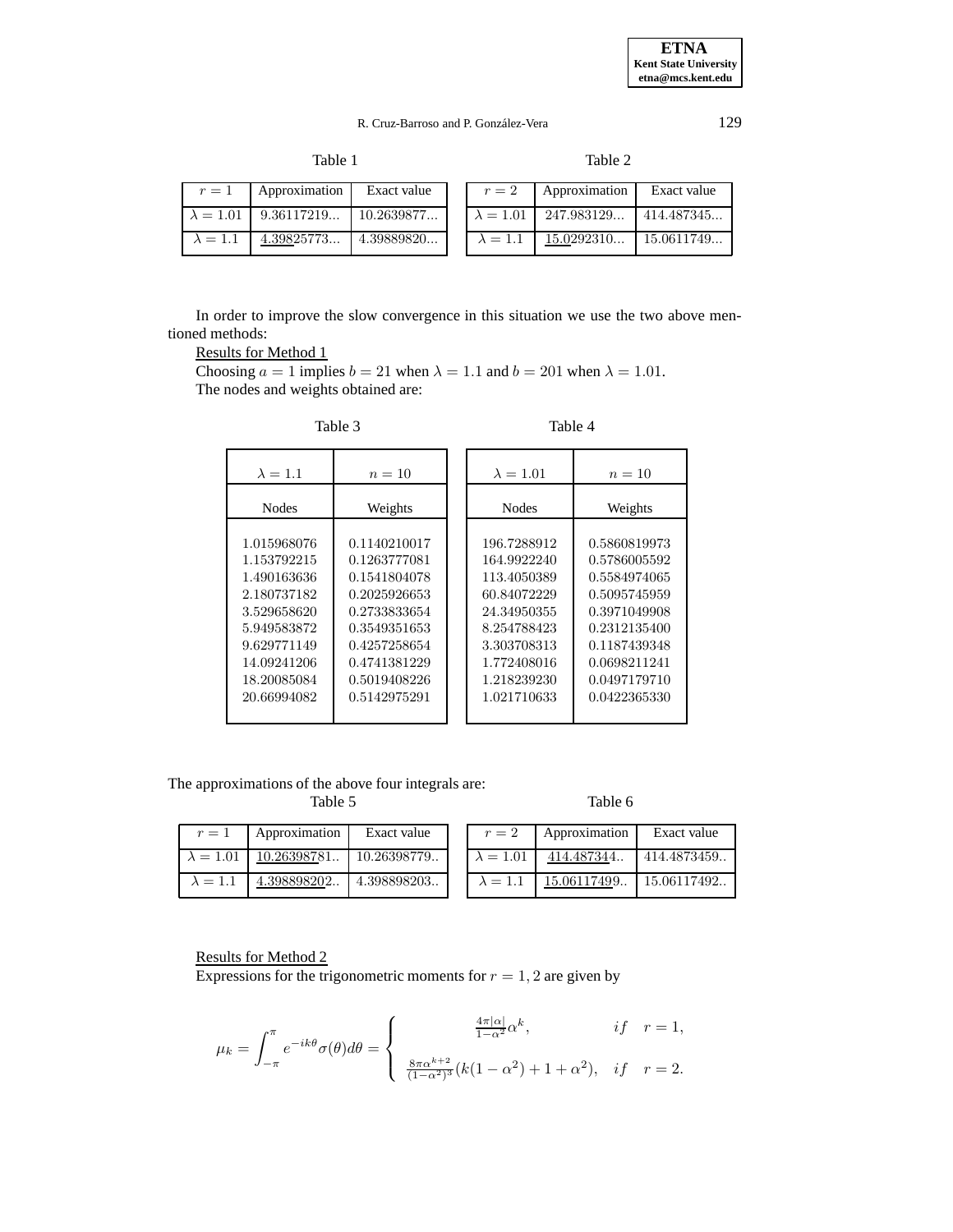Table 1

| $r = 1$ | Approximation | Exact value |
|---|---|---|
| $\lambda = 1.01$ | 9.36117219... | 10.2639877... |
| $\lambda = 1.1$ | 4.39825773... | 4.39889820... |

Table 2

| $r = 2$ | Approximation | Exact value |
|---|---|---|
| $\lambda = 1.01$ | 247.983129... | 414.487345... |
| $\lambda = 1.1$ | 15.0292310... | 15.0611749... |

In order to improve the slow convergence in this situation we use the two above mentioned methods:

Results for Method 1

Choosing $a = 1$ implies $b = 21$ when $\lambda = 1.1$ and $b = 201$ when $\lambda = 1.01$.

The nodes and weights obtained are:

Table 3

| $\lambda = 1.1$ | $n = 10$ |
|---|---|
| Nodes | Weights |
| 1.015968076 | 0.1140210017 |
| 1.153792215 | 0.1263777081 |
| 1.490163636 | 0.1541804078 |
| 2.180737182 | 0.2025926653 |
| 3.529658620 | 0.2733833654 |
| 5.949583872 | 0.3549351653 |
| 9.629771149 | 0.4257258654 |
| 14.09241206 | 0.4741381229 |
| 18.20085084 | 0.5019408226 |
| 20.66994082 | 0.5142975291 |

Table 4

| $\lambda = 1.01$ | $n = 10$ |
|---|---|
| Nodes | Weights |
| 196.7288912 | 0.5860819973 |
| 164.9922240 | 0.5786005592 |
| 113.4050389 | 0.5584974065 |
| 60.84072229 | 0.5095745959 |
| 24.34950355 | 0.3971049908 |
| 8.254788423 | 0.2312135400 |
| 3.303708313 | 0.1187439348 |
| 1.772408016 | 0.0698211241 |
| 1.218239230 | 0.0497179710 |
| 1.021710633 | 0.0422365330 |

The approximations of the above four integrals are:

Table 5

| $r = 1$ | Approximation | Exact value |
|---|---|---|
| $\lambda = 1.01$ | 10.26398781.. | 10.26398779.. |
| $\lambda = 1.1$ | 4.398898202.. | 4.398898203.. |

Table 6

| $r = 2$ | Approximation | Exact value |
|---|---|---|
| $\lambda = 1.01$ | 414.487344.. | 414.4873459.. |
| $\lambda = 1.1$ | 15.06117499.. | 15.06117492.. |

Results for Method 2

Expressions for the trigonometric moments for $r = 1, 2$ are given by

$$\mu_k = \int_{-\pi}^{\pi} e^{-ik\theta}\sigma(\theta)d\theta = \begin{cases} \frac{4\pi|\alpha|}{1-\alpha^2}\alpha^k, & if \quad r = 1, \\ \frac{8\pi\alpha^{k+2}}{(1-\alpha^2)^3}(k(1-\alpha^2) + 1 + \alpha^2), & if \quad r = 2. \end{cases}$$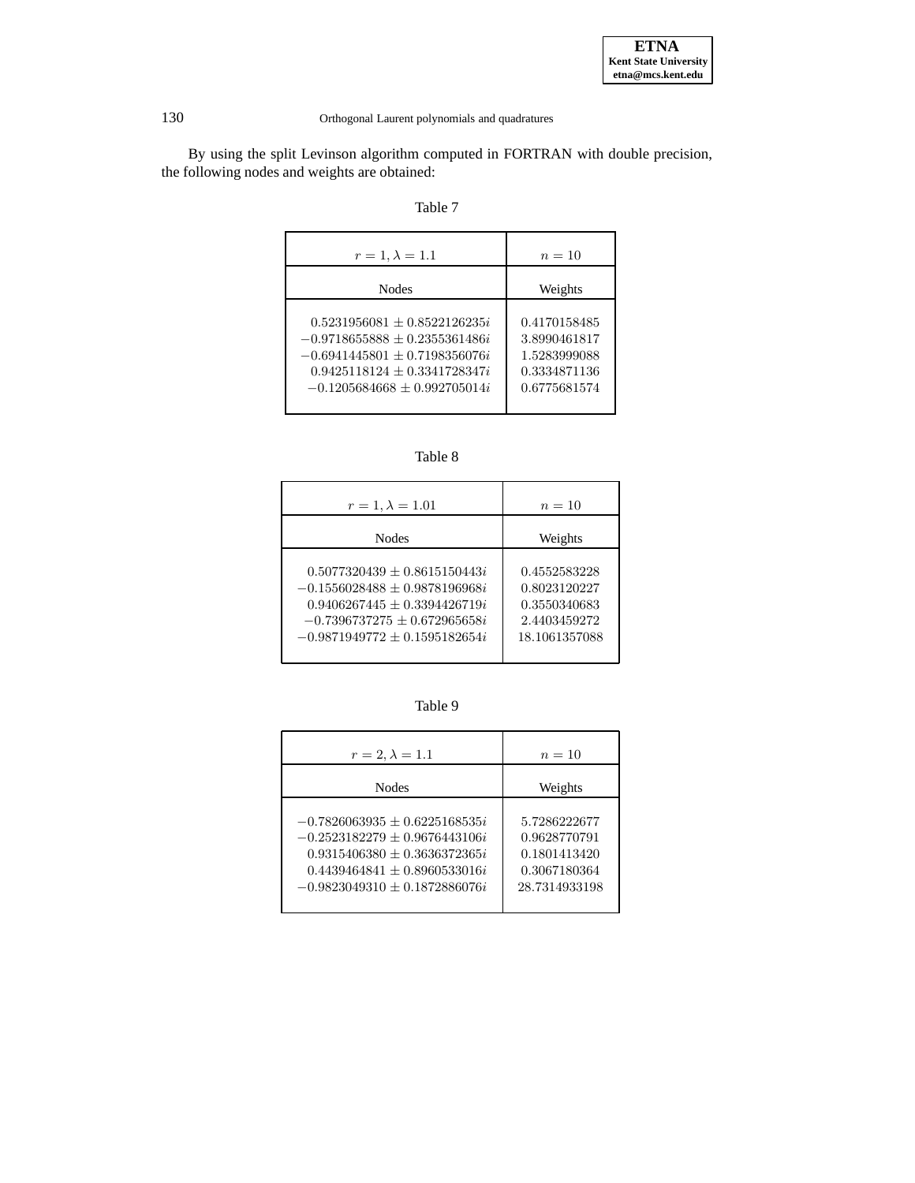By using the split Levinson algorithm computed in FORTRAN with double precision, the following nodes and weights are obtained:

Table 7

| $r = 1, \lambda = 1.1$ | $n = 10$ |
|---|---|
| Nodes | Weights |
| $0.5231956081 \pm 0.8522126235i$ | $0.4170158485$ |
| $-0.9718655888 \pm 0.2355361486i$ | $3.8990461817$ |
| $-0.6941445801 \pm 0.7198356076i$ | $1.5283999088$ |
| $0.9425118124 \pm 0.3341728347i$ | $0.3334871136$ |
| $-0.1205684668 \pm 0.992705014i$ | $0.6775681574$ |

Table 8

| $r = 1, \lambda = 1.01$ | $n = 10$ |
|---|---|
| Nodes | Weights |
| $0.5077320439 \pm 0.8615150443i$ | $0.4552583228$ |
| $-0.1556028488 \pm 0.9878196968i$ | $0.8023120227$ |
| $0.9406267445 \pm 0.3394426719i$ | $0.3550340683$ |
| $-0.7396737275 \pm 0.672965658i$ | $2.4403459272$ |
| $-0.9871949772 \pm 0.1595182654i$ | $18.1061357088$ |

Table 9

| $r = 2, \lambda = 1.1$ | $n = 10$ |
|---|---|
| Nodes | Weights |
| $-0.7826063935 \pm 0.6225168535i$ | $5.7286222677$ |
| $-0.2523182279 \pm 0.9676443106i$ | $0.9628770791$ |
| $0.9315406380 \pm 0.3636372365i$ | $0.1801413420$ |
| $0.4439464841 \pm 0.8960533016i$ | $0.3067180364$ |
| $-0.9823049310 \pm 0.1872886076i$ | $28.7314933198$ |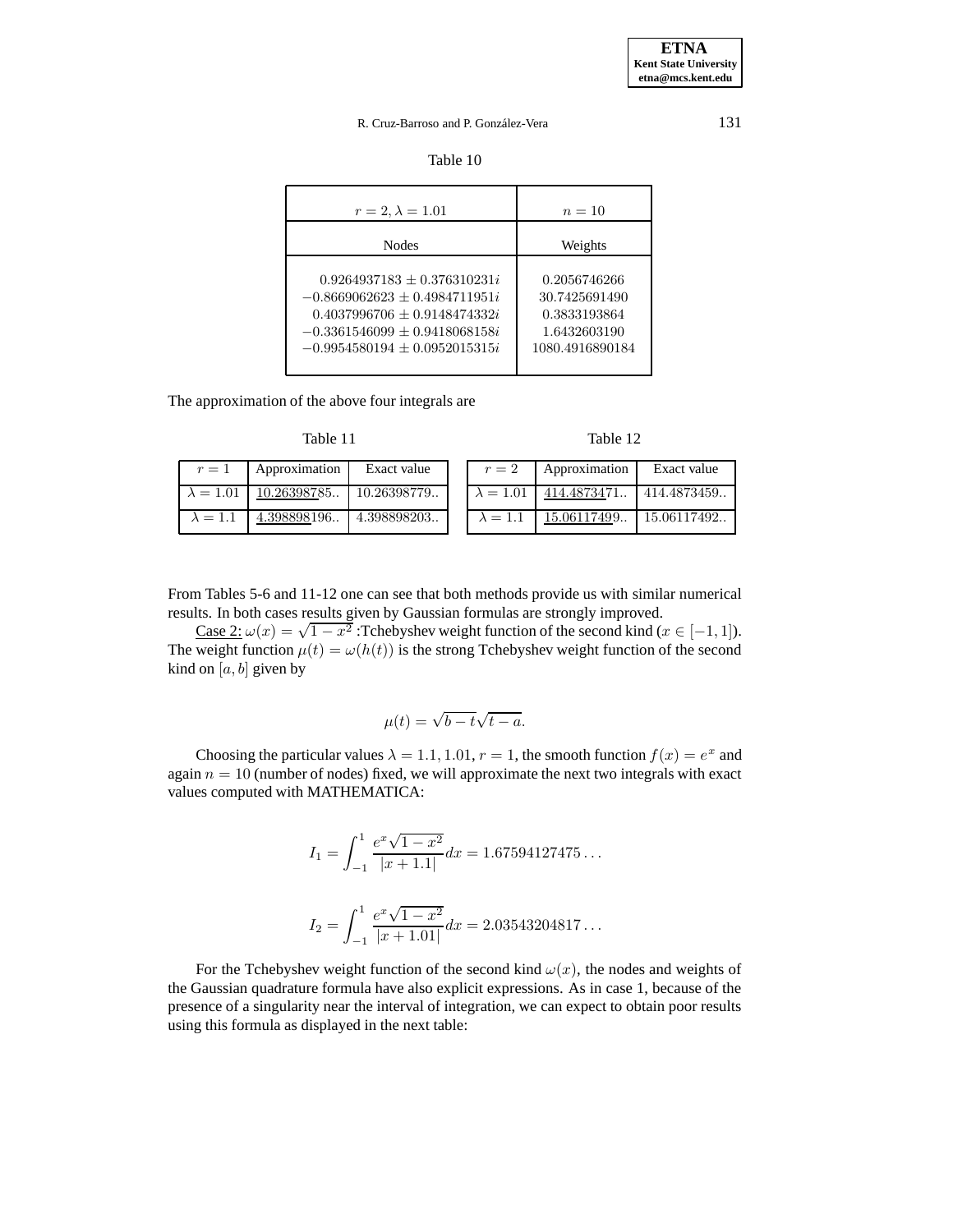Table 10

| $r = 2, \lambda = 1.01$ | $n = 10$ |
|---|---|
| Nodes | Weights |
| $0.9264937183 \pm 0.376310231i$ | $0.2056746266$ |
| $-0.8669062623 \pm 0.4984711951i$ | $30.7425691490$ |
| $0.4037996706 \pm 0.9148474332i$ | $0.3833193864$ |
| $-0.3361546099 \pm 0.9418068158i$ | $1.6432603190$ |
| $-0.9954580194 \pm 0.0952015315i$ | $1080.4916890184$ |

The approximation of the above four integrals are

Table 11

| $r = 1$ | Approximation | Exact value |
|---|---|---|
| $\lambda = 1.01$ | 10.26398785.. | 10.26398779.. |
| $\lambda = 1.1$ | 4.398898196.. | 4.398898203.. |

Table 12

| $r = 2$ | Approximation | Exact value |
|---|---|---|
| $\lambda = 1.01$ | 414.4873471.. | 414.4873459.. |
| $\lambda = 1.1$ | 15.06117499.. | 15.06117492.. |

From Tables 5-6 and 11-12 one can see that both methods provide us with similar numerical results. In both cases results given by Gaussian formulas are strongly improved.

Case 2: $\omega(x) = \sqrt{1-x^2}$ :Tchebyshev weight function of the second kind ($x \in [-1, 1]$). The weight function $\mu(t) = \omega(h(t))$ is the strong Tchebyshev weight function of the second kind on $[a, b]$ given by

$$\mu(t) = \sqrt{b-t}\sqrt{t-a}.$$

Choosing the particular values $\lambda = 1.1, 1.01$, $r = 1$, the smooth function $f(x) = e^x$ and again $n = 10$ (number of nodes) fixed, we will approximate the next two integrals with exact values computed with MATHEMATICA:

$$I_1 = \int_{-1}^{1} \frac{e^x\sqrt{1-x^2}}{|x+1.1|}dx = 1.67594127475\ldots$$

$$I_2 = \int_{-1}^{1} \frac{e^x\sqrt{1-x^2}}{|x+1.01|}dx = 2.03543204817\ldots$$

For the Tchebyshev weight function of the second kind $\omega(x)$, the nodes and weights of the Gaussian quadrature formula have also explicit expressions. As in case 1, because of the presence of a singularity near the interval of integration, we can expect to obtain poor results using this formula as displayed in the next table: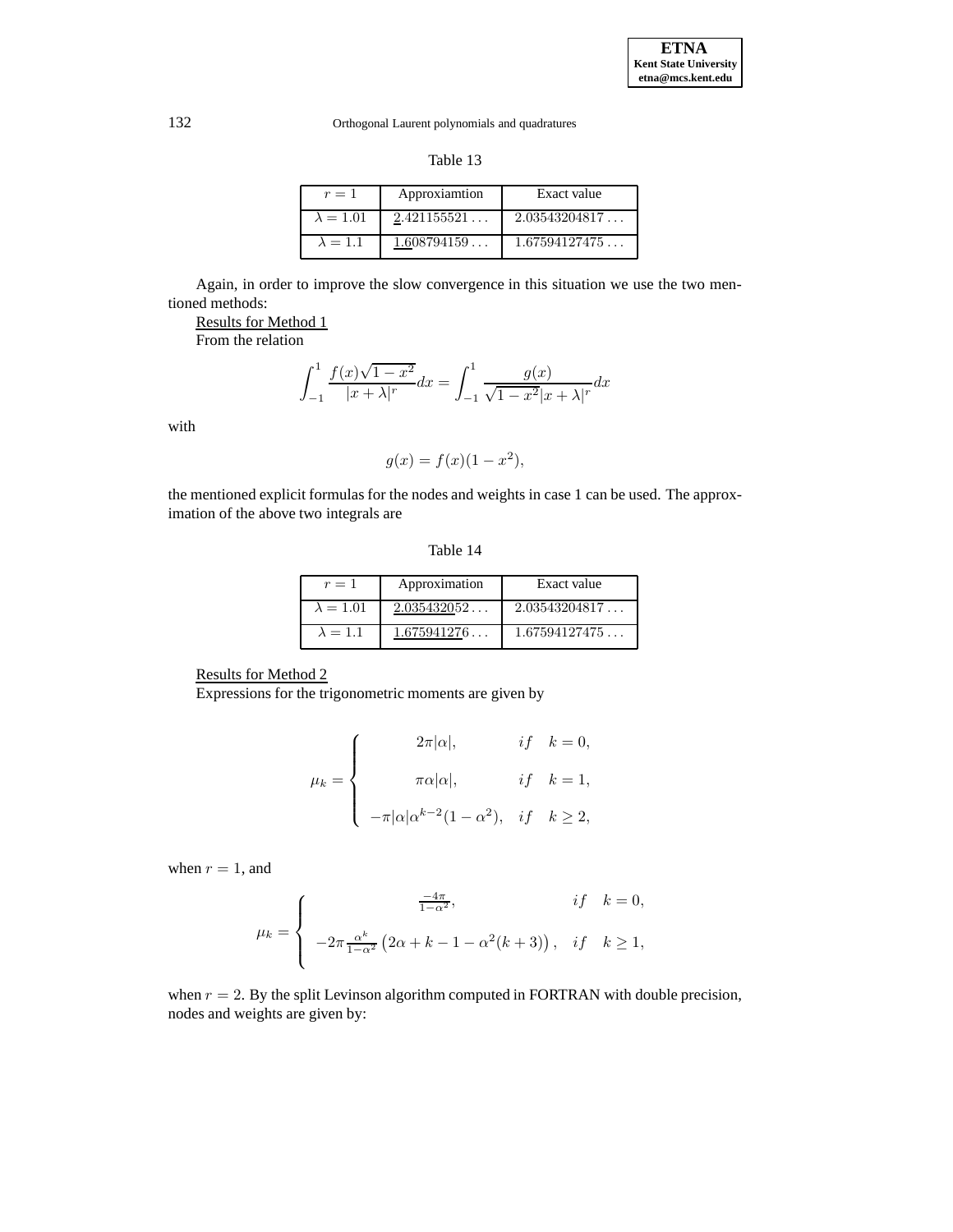Table 13

| $r = 1$ | Approxiamtion | Exact value |
|---|---|---|
| $\lambda = 1.01$ | 2.421155521 ... | 2.03543204817 ... |
| $\lambda = 1.1$ | 1.608794159 ... | 1.67594127475 ... |

Again, in order to improve the slow convergence in this situation we use the two mentioned methods:

Results for Method 1

From the relation

$$\int_{-1}^{1} \frac{f(x)\sqrt{1-x^2}}{|x+\lambda|^r}dx = \int_{-1}^{1} \frac{g(x)}{\sqrt{1-x^2}|x+\lambda|^r}dx$$

with

$$g(x) = f(x)(1-x^2),$$

the mentioned explicit formulas for the nodes and weights in case 1 can be used. The approximation of the above two integrals are

Table 14

| $r = 1$ | Approximation | Exact value |
|---|---|---|
| $\lambda = 1.01$ | 2.035432052 ... | 2.03543204817 ... |
| $\lambda = 1.1$ | 1.675941276 ... | 1.67594127475 ... |

Results for Method 2

Expressions for the trigonometric moments are given by

$$\mu_k = \begin{cases} 2\pi|\alpha|, & if \quad k = 0, \\ \pi\alpha|\alpha|, & if \quad k = 1, \\ -\pi|\alpha|\alpha^{k-2}(1-\alpha^2), & if \quad k \geq 2, \end{cases}$$

when $r = 1$, and

$$\mu_k = \begin{cases} \frac{-4\pi}{1-\alpha^2}, & if \quad k = 0, \\ -2\pi\frac{\alpha^k}{1-\alpha^2}\left(2\alpha + k - 1 - \alpha^2(k+3)\right), & if \quad k \geq 1, \end{cases}$$

when $r = 2$. By the split Levinson algorithm computed in FORTRAN with double precision, nodes and weights are given by: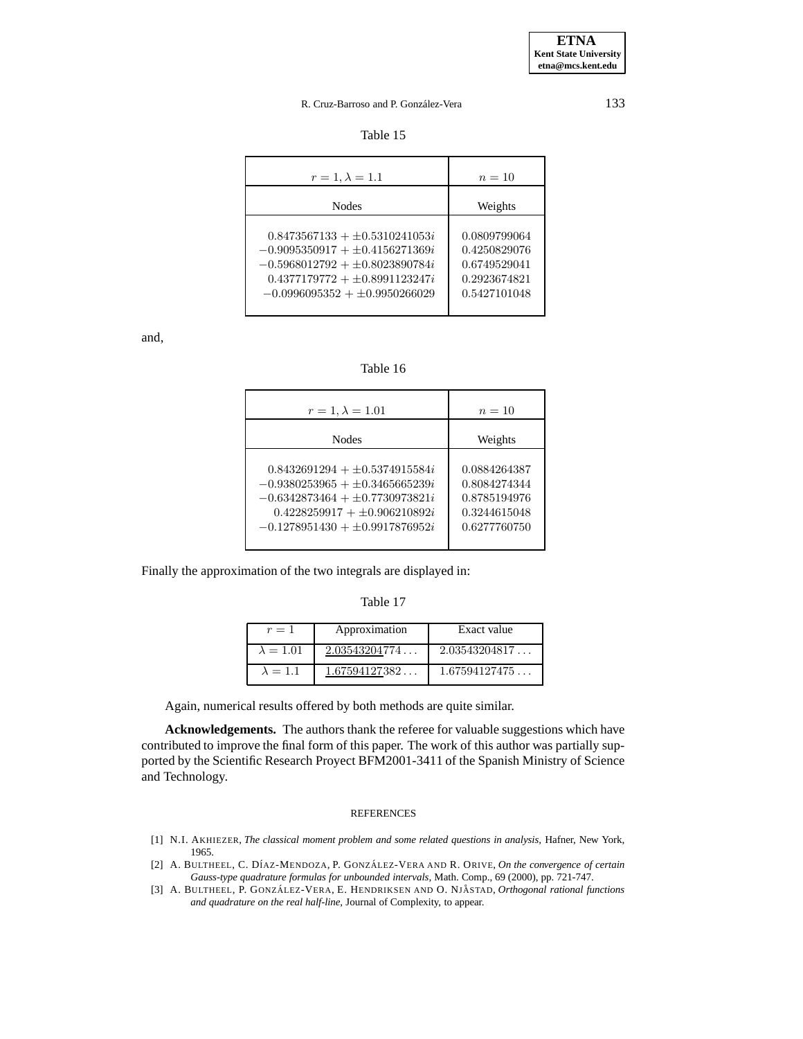Table 15

| $r = 1, \lambda = 1.1$ | $n = 10$ |
|---|---|
| Nodes | Weights |
| $0.8473567133 + \pm 0.5310241053i$ | $0.0809799064$ |
| $-0.9095350917 + \pm 0.4156271369i$ | $0.4250829076$ |
| $-0.5968012792 + \pm 0.8023890784i$ | $0.6749529041$ |
| $0.4377179772 + \pm 0.8991123247i$ | $0.2923674821$ |
| $-0.0996095352 + \pm 0.9950266029$ | $0.5427101048$ |

and,

Table 16

| $r = 1, \lambda = 1.01$ | $n = 10$ |
|---|---|
| Nodes | Weights |
| $0.8432691294 + \pm 0.5374915584i$ | $0.0884264387$ |
| $-0.9380253965 + \pm 0.3465665239i$ | $0.8084274344$ |
| $-0.6342873464 + \pm 0.7730973821i$ | $0.8785194976$ |
| $0.4228259917 + \pm 0.906210892i$ | $0.3244615048$ |
| $-0.1278951430 + \pm 0.9917876952i$ | $0.6277760750$ |

Finally the approximation of the two integrals are displayed in:

Table 17

| $r = 1$ | Approximation | Exact value |
|---|---|---|
| $\lambda = 1.01$ | $\underline{2.035432047}74\ldots$ | $2.03543204817\ldots$ |
| $\lambda = 1.1$ | $\underline{1.675941273}82\ldots$ | $1.67594127475\ldots$ |

Again, numerical results offered by both methods are quite similar.

**Acknowledgements.** The authors thank the referee for valuable suggestions which have contributed to improve the final form of this paper. The work of this author was partially supported by the Scientific Research Proyect BFM2001-3411 of the Spanish Ministry of Science and Technology.

REFERENCES

[1] N.I. Akhiezer, *The classical moment problem and some related questions in analysis*, Hafner, New York, 1965.

[2] A. Bultheel, C. Díaz-Mendoza, P. González-Vera and R. Orive, *On the convergence of certain Gauss-type quadrature formulas for unbounded intervals*, Math. Comp., 69 (2000), pp. 721-747.

[3] A. Bultheel, P. González-Vera, E. Hendriksen and O. Njåstad, *Orthogonal rational functions and quadrature on the real half-line*, Journal of Complexity, to appear.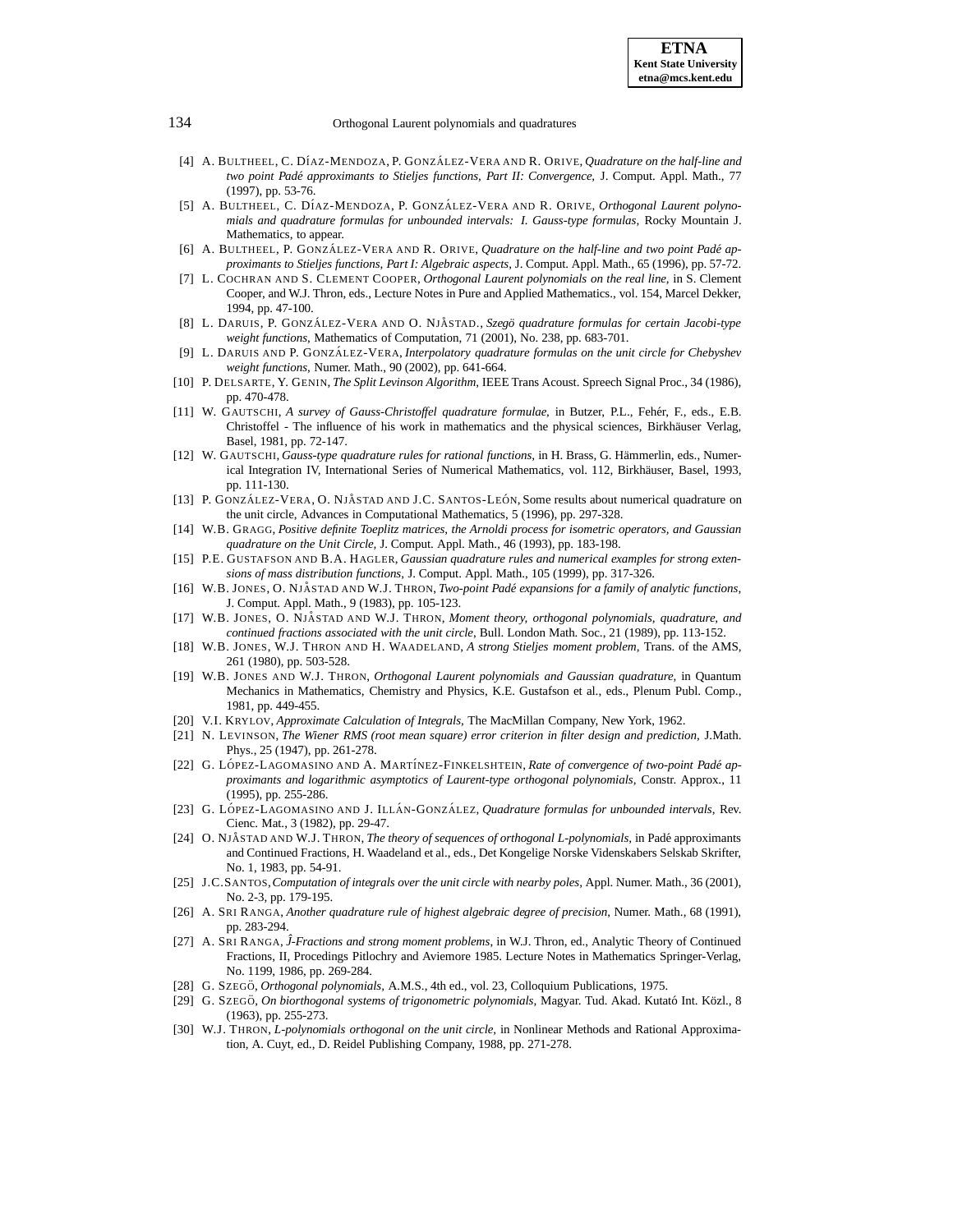[4] A. BULTHEEL, C. DÍAZ-MENDOZA, P. GONZÁLEZ-VERA AND R. ORIVE, *Quadrature on the half-line and two point Padé approximants to Stieljes functions, Part II: Convergence*, J. Comput. Appl. Math., 77 (1997), pp. 53-76.

[5] A. BULTHEEL, C. DÍAZ-MENDOZA, P. GONZÁLEZ-VERA AND R. ORIVE, *Orthogonal Laurent polynomials and quadrature formulas for unbounded intervals: I. Gauss-type formulas*, Rocky Mountain J. Mathematics, to appear.

[6] A. BULTHEEL, P. GONZÁLEZ-VERA AND R. ORIVE, *Quadrature on the half-line and two point Padé approximants to Stieljes functions, Part I: Algebraic aspects*, J. Comput. Appl. Math., 65 (1996), pp. 57-72.

[7] L. COCHRAN AND S. CLEMENT COOPER, *Orthogonal Laurent polynomials on the real line*, in S. Clement Cooper, and W.J. Thron, eds., Lecture Notes in Pure and Applied Mathematics., vol. 154, Marcel Dekker, 1994, pp. 47-100.

[8] L. DARUIS, P. GONZÁLEZ-VERA AND O. NJÅSTAD., *Szegö quadrature formulas for certain Jacobi-type weight functions*, Mathematics of Computation, 71 (2001), No. 238, pp. 683-701.

[9] L. DARUIS AND P. GONZÁLEZ-VERA, *Interpolatory quadrature formulas on the unit circle for Chebyshev weight functions*, Numer. Math., 90 (2002), pp. 641-664.

[10] P. DELSARTE, Y. GENIN, *The Split Levinson Algorithm*, IEEE Trans Acoust. Spreech Signal Proc., 34 (1986), pp. 470-478.

[11] W. GAUTSCHI, *A survey of Gauss-Christoffel quadrature formulae*, in Butzer, P.L., Fehér, F., eds., E.B. Christoffel - The influence of his work in mathematics and the physical sciences, Birkhäuser Verlag, Basel, 1981, pp. 72-147.

[12] W. GAUTSCHI, *Gauss-type quadrature rules for rational functions*, in H. Brass, G. Hämmerlin, eds., Numerical Integration IV, International Series of Numerical Mathematics, vol. 112, Birkhäuser, Basel, 1993, pp. 111-130.

[13] P. GONZÁLEZ-VERA, O. NJÅSTAD AND J.C. SANTOS-LEÓN, Some results about numerical quadrature on the unit circle, Advances in Computational Mathematics, 5 (1996), pp. 297-328.

[14] W.B. GRAGG, *Positive definite Toeplitz matrices, the Arnoldi process for isometric operators, and Gaussian quadrature on the Unit Circle*, J. Comput. Appl. Math., 46 (1993), pp. 183-198.

[15] P.E. GUSTAFSON AND B.A. HAGLER, *Gaussian quadrature rules and numerical examples for strong extensions of mass distribution functions*, J. Comput. Appl. Math., 105 (1999), pp. 317-326.

[16] W.B. JONES, O. NJÅSTAD AND W.J. THRON, *Two-point Padé expansions for a family of analytic functions*, J. Comput. Appl. Math., 9 (1983), pp. 105-123.

[17] W.B. JONES, O. NJÅSTAD AND W.J. THRON, *Moment theory, orthogonal polynomials, quadrature, and continued fractions associated with the unit circle*, Bull. London Math. Soc., 21 (1989), pp. 113-152.

[18] W.B. JONES, W.J. THRON AND H. WAADELAND, *A strong Stieljes moment problem*, Trans. of the AMS, 261 (1980), pp. 503-528.

[19] W.B. JONES AND W.J. THRON, *Orthogonal Laurent polynomials and Gaussian quadrature*, in Quantum Mechanics in Mathematics, Chemistry and Physics, K.E. Gustafson et al., eds., Plenum Publ. Comp., 1981, pp. 449-455.

[20] V.I. KRYLOV, *Approximate Calculation of Integrals*, The MacMillan Company, New York, 1962.

[21] N. LEVINSON, *The Wiener RMS (root mean square) error criterion in filter design and prediction*, J.Math. Phys., 25 (1947), pp. 261-278.

[22] G. LÓPEZ-LAGOMASINO AND A. MARTÍNEZ-FINKELSHTEIN, *Rate of convergence of two-point Padé approximants and logarithmic asymptotics of Laurent-type orthogonal polynomials*, Constr. Approx., 11 (1995), pp. 255-286.

[23] G. LÓPEZ-LAGOMASINO AND J. ILLÁN-GONZÁLEZ, *Quadrature formulas for unbounded intervals*, Rev. Cienc. Mat., 3 (1982), pp. 29-47.

[24] O. NJÅSTAD AND W.J. THRON, *The theory of sequences of orthogonal L-polynomials*, in Padé approximants and Continued Fractions, H. Waadeland et al., eds., Det Kongelige Norske Videnskabers Selskab Skrifter, No. 1, 1983, pp. 54-91.

[25] J.C.SANTOS, *Computation of integrals over the unit circle with nearby poles*, Appl. Numer. Math., 36 (2001), No. 2-3, pp. 179-195.

[26] A. SRI RANGA, *Another quadrature rule of highest algebraic degree of precision*, Numer. Math., 68 (1991), pp. 283-294.

[27] A. SRI RANGA, *Ĵ-Fractions and strong moment problems*, in W.J. Thron, ed., Analytic Theory of Continued Fractions, II, Procedings Pitlochry and Aviemore 1985. Lecture Notes in Mathematics Springer-Verlag, No. 1199, 1986, pp. 269-284.

[28] G. SZEGÖ, *Orthogonal polynomials*, A.M.S., 4th ed., vol. 23, Colloquium Publications, 1975.

[29] G. SZEGÖ, *On biorthogonal systems of trigonometric polynomials*, Magyar. Tud. Akad. Kutató Int. Közl., 8 (1963), pp. 255-273.

[30] W.J. THRON, *L-polynomials orthogonal on the unit circle*, in Nonlinear Methods and Rational Approximation, A. Cuyt, ed., D. Reidel Publishing Company, 1988, pp. 271-278.